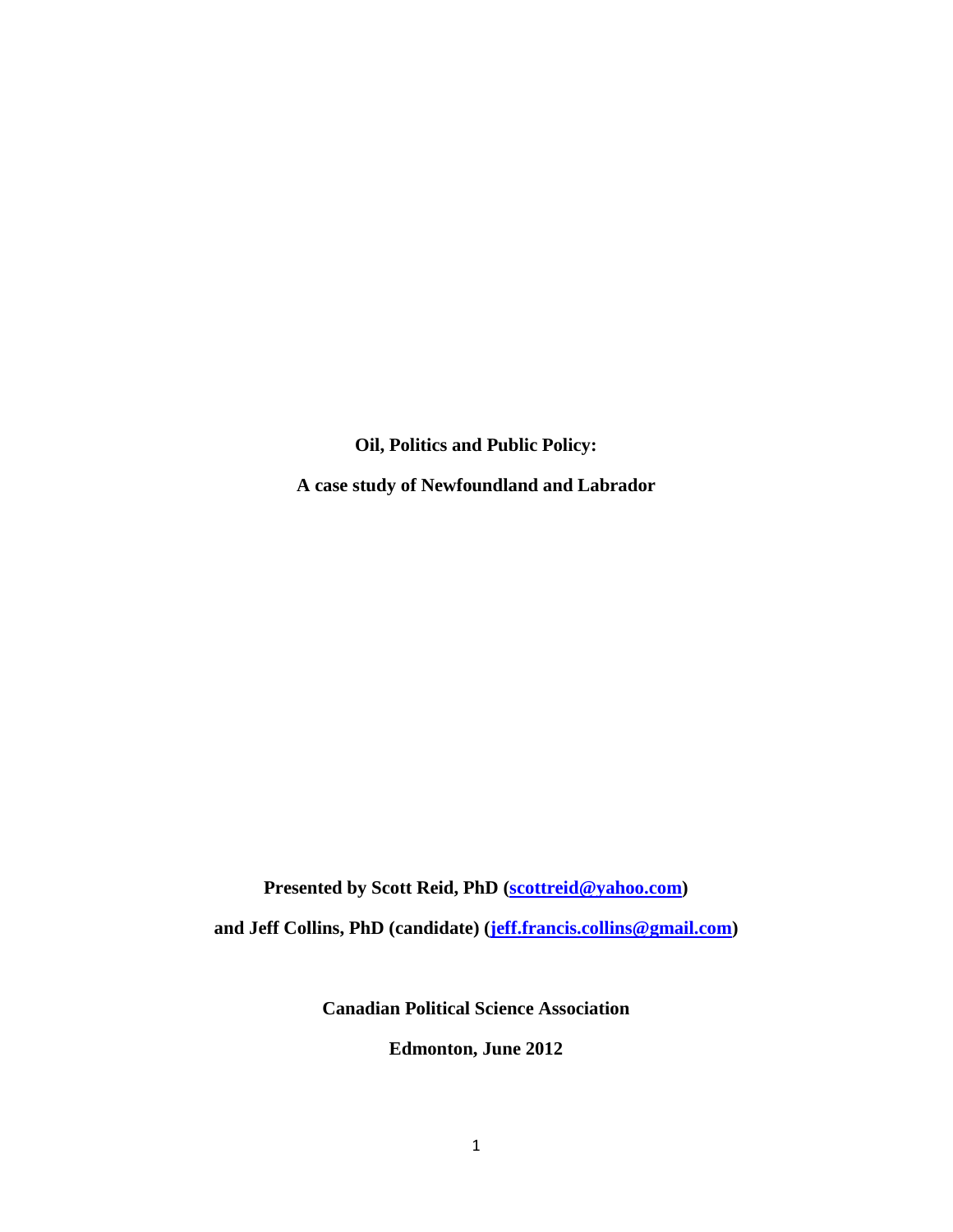# Oil, Politics and Public Policy:

## A case study of Newfoundland and Labrador

**Presented by Scott Reid, PhD (scottreid@yahoo.com)**

**and Jeff Collins, PhD (candidate) (jeff.francis.collins@gmail.com)**

**Canadian Political Science Association**

**Edmonton, June 2012**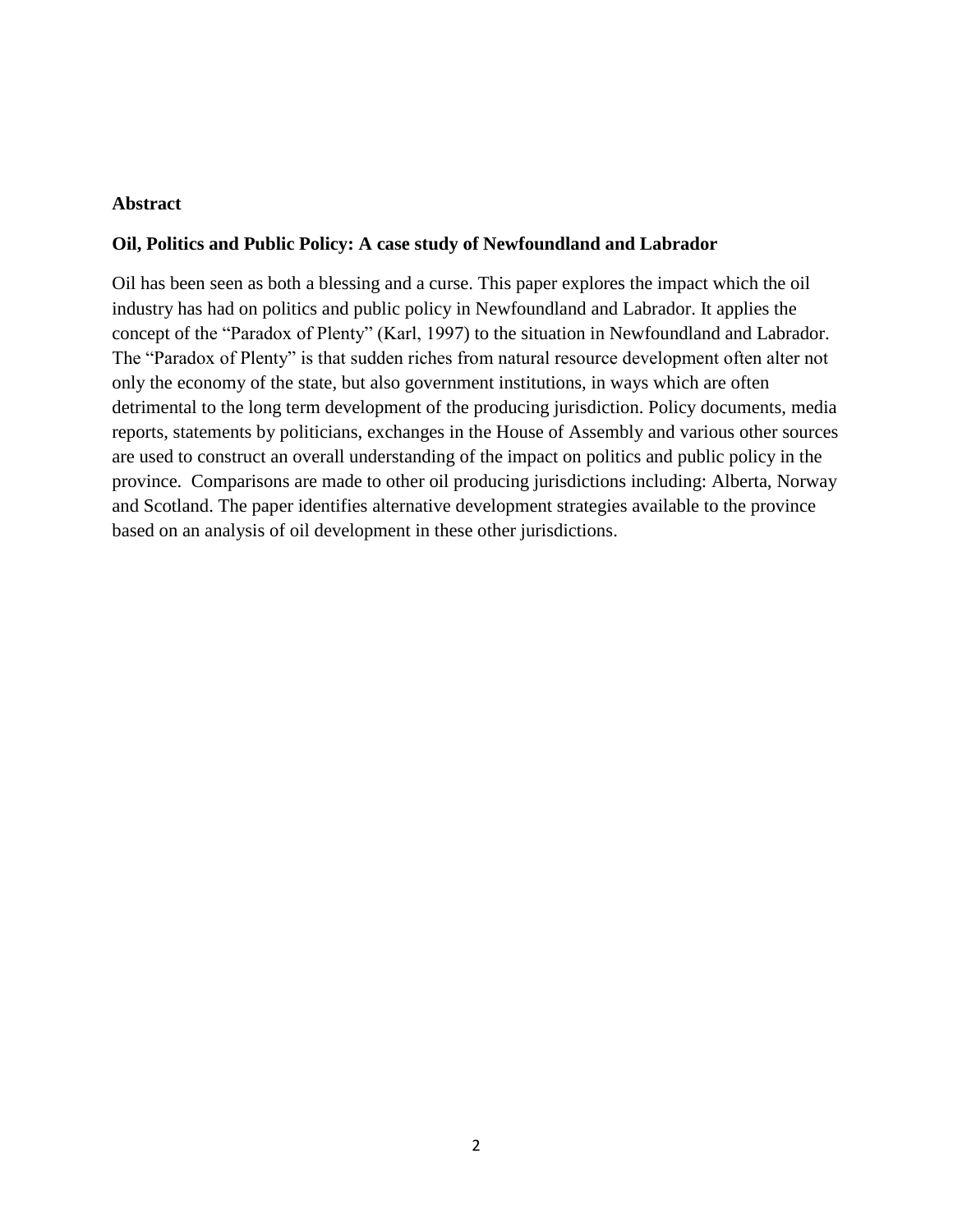## Abstract

**Oil, Politics and Public Policy: A case study of Newfoundland and Labrador**

Oil has been seen as both a blessing and a curse. This paper explores the impact which the oil industry has had on politics and public policy in Newfoundland and Labrador. It applies the concept of the "Paradox of Plenty" (Karl, 1997) to the situation in Newfoundland and Labrador. The "Paradox of Plenty" is that sudden riches from natural resource development often alter not only the economy of the state, but also government institutions, in ways which are often detrimental to the long term development of the producing jurisdiction. Policy documents, media reports, statements by politicians, exchanges in the House of Assembly and various other sources are used to construct an overall understanding of the impact on politics and public policy in the province. Comparisons are made to other oil producing jurisdictions including: Alberta, Norway and Scotland. The paper identifies alternative development strategies available to the province based on an analysis of oil development in these other jurisdictions.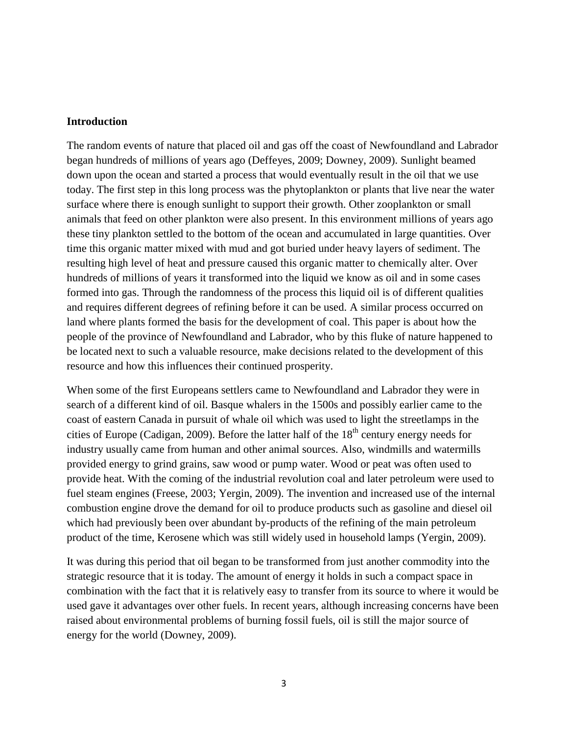## Introduction

The random events of nature that placed oil and gas off the coast of Newfoundland and Labrador began hundreds of millions of years ago (Deffeyes, 2009; Downey, 2009). Sunlight beamed down upon the ocean and started a process that would eventually result in the oil that we use today. The first step in this long process was the phytoplankton or plants that live near the water surface where there is enough sunlight to support their growth. Other zooplankton or small animals that feed on other plankton were also present. In this environment millions of years ago these tiny plankton settled to the bottom of the ocean and accumulated in large quantities. Over time this organic matter mixed with mud and got buried under heavy layers of sediment. The resulting high level of heat and pressure caused this organic matter to chemically alter. Over hundreds of millions of years it transformed into the liquid we know as oil and in some cases formed into gas. Through the randomness of the process this liquid oil is of different qualities and requires different degrees of refining before it can be used. A similar process occurred on land where plants formed the basis for the development of coal. This paper is about how the people of the province of Newfoundland and Labrador, who by this fluke of nature happened to be located next to such a valuable resource, make decisions related to the development of this resource and how this influences their continued prosperity.

When some of the first Europeans settlers came to Newfoundland and Labrador they were in search of a different kind of oil. Basque whalers in the 1500s and possibly earlier came to the coast of eastern Canada in pursuit of whale oil which was used to light the streetlamps in the cities of Europe (Cadigan, 2009). Before the latter half of the 18th century energy needs for industry usually came from human and other animal sources. Also, windmills and watermills provided energy to grind grains, saw wood or pump water. Wood or peat was often used to provide heat. With the coming of the industrial revolution coal and later petroleum were used to fuel steam engines (Freese, 2003; Yergin, 2009). The invention and increased use of the internal combustion engine drove the demand for oil to produce products such as gasoline and diesel oil which had previously been over abundant by-products of the refining of the main petroleum product of the time, Kerosene which was still widely used in household lamps (Yergin, 2009).

It was during this period that oil began to be transformed from just another commodity into the strategic resource that it is today. The amount of energy it holds in such a compact space in combination with the fact that it is relatively easy to transfer from its source to where it would be used gave it advantages over other fuels. In recent years, although increasing concerns have been raised about environmental problems of burning fossil fuels, oil is still the major source of energy for the world (Downey, 2009).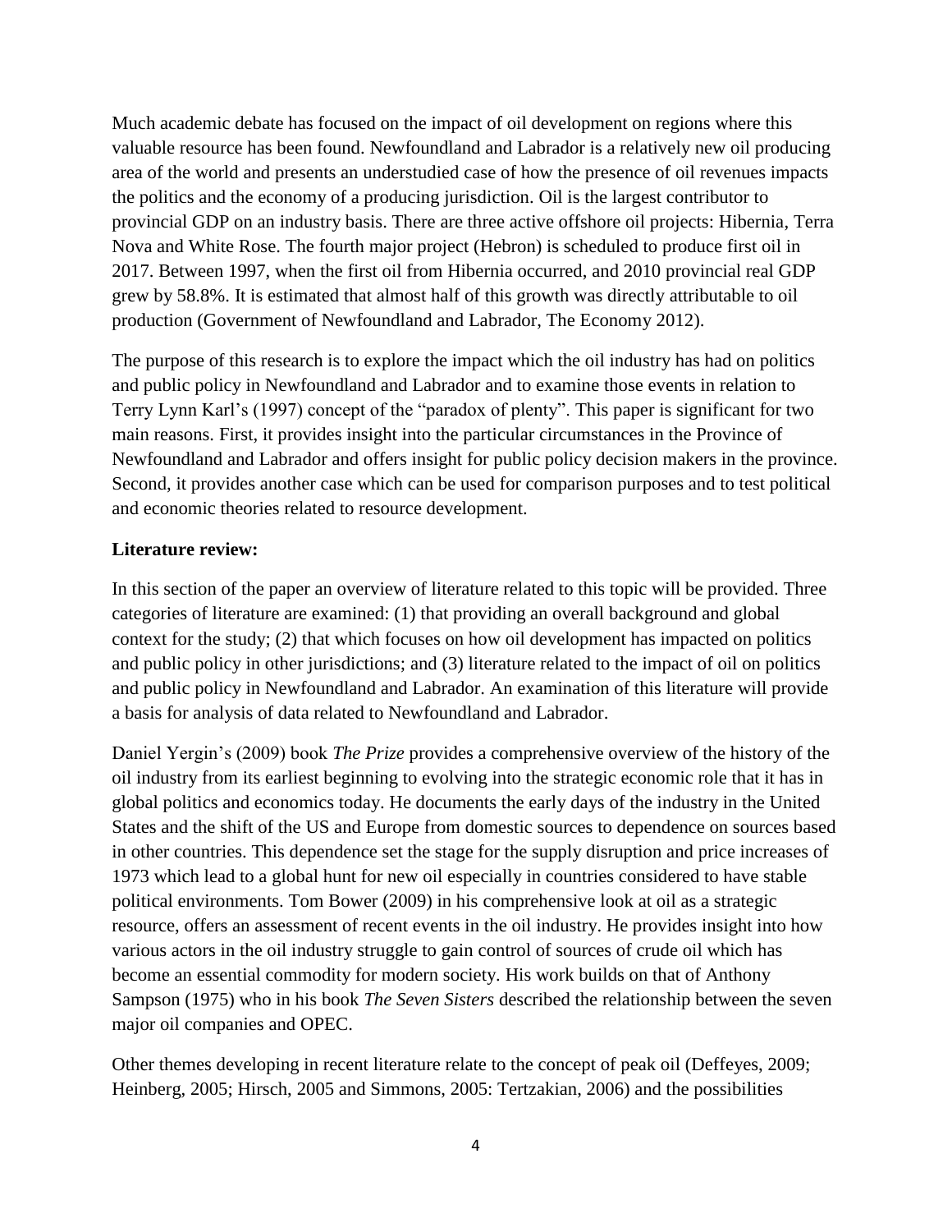Much academic debate has focused on the impact of oil development on regions where this valuable resource has been found. Newfoundland and Labrador is a relatively new oil producing area of the world and presents an understudied case of how the presence of oil revenues impacts the politics and the economy of a producing jurisdiction. Oil is the largest contributor to provincial GDP on an industry basis. There are three active offshore oil projects: Hibernia, Terra Nova and White Rose. The fourth major project (Hebron) is scheduled to produce first oil in 2017. Between 1997, when the first oil from Hibernia occurred, and 2010 provincial real GDP grew by 58.8%. It is estimated that almost half of this growth was directly attributable to oil production (Government of Newfoundland and Labrador, The Economy 2012).

The purpose of this research is to explore the impact which the oil industry has had on politics and public policy in Newfoundland and Labrador and to examine those events in relation to Terry Lynn Karl's (1997) concept of the "paradox of plenty". This paper is significant for two main reasons. First, it provides insight into the particular circumstances in the Province of Newfoundland and Labrador and offers insight for public policy decision makers in the province. Second, it provides another case which can be used for comparison purposes and to test political and economic theories related to resource development.

**Literature review:**

In this section of the paper an overview of literature related to this topic will be provided. Three categories of literature are examined: (1) that providing an overall background and global context for the study; (2) that which focuses on how oil development has impacted on politics and public policy in other jurisdictions; and (3) literature related to the impact of oil on politics and public policy in Newfoundland and Labrador. An examination of this literature will provide a basis for analysis of data related to Newfoundland and Labrador.

Daniel Yergin's (2009) book *The Prize* provides a comprehensive overview of the history of the oil industry from its earliest beginning to evolving into the strategic economic role that it has in global politics and economics today. He documents the early days of the industry in the United States and the shift of the US and Europe from domestic sources to dependence on sources based in other countries. This dependence set the stage for the supply disruption and price increases of 1973 which lead to a global hunt for new oil especially in countries considered to have stable political environments. Tom Bower (2009) in his comprehensive look at oil as a strategic resource, offers an assessment of recent events in the oil industry. He provides insight into how various actors in the oil industry struggle to gain control of sources of crude oil which has become an essential commodity for modern society. His work builds on that of Anthony Sampson (1975) who in his book *The Seven Sisters* described the relationship between the seven major oil companies and OPEC.

Other themes developing in recent literature relate to the concept of peak oil (Deffeyes, 2009; Heinberg, 2005; Hirsch, 2005 and Simmons, 2005: Tertzakian, 2006) and the possibilities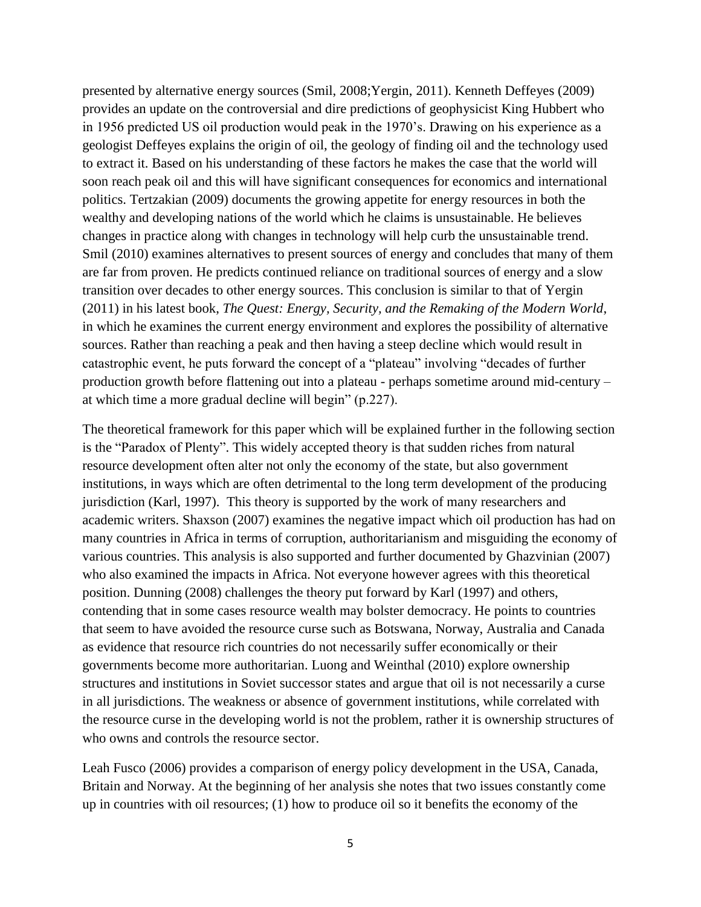presented by alternative energy sources (Smil, 2008;Yergin, 2011). Kenneth Deffeyes (2009) provides an update on the controversial and dire predictions of geophysicist King Hubbert who in 1956 predicted US oil production would peak in the 1970's. Drawing on his experience as a geologist Deffeyes explains the origin of oil, the geology of finding oil and the technology used to extract it. Based on his understanding of these factors he makes the case that the world will soon reach peak oil and this will have significant consequences for economics and international politics. Tertzakian (2009) documents the growing appetite for energy resources in both the wealthy and developing nations of the world which he claims is unsustainable. He believes changes in practice along with changes in technology will help curb the unsustainable trend. Smil (2010) examines alternatives to present sources of energy and concludes that many of them are far from proven. He predicts continued reliance on traditional sources of energy and a slow transition over decades to other energy sources. This conclusion is similar to that of Yergin (2011) in his latest book, *The Quest: Energy, Security, and the Remaking of the Modern World*, in which he examines the current energy environment and explores the possibility of alternative sources. Rather than reaching a peak and then having a steep decline which would result in catastrophic event, he puts forward the concept of a "plateau" involving "decades of further production growth before flattening out into a plateau - perhaps sometime around mid-century – at which time a more gradual decline will begin" (p.227).

The theoretical framework for this paper which will be explained further in the following section is the "Paradox of Plenty". This widely accepted theory is that sudden riches from natural resource development often alter not only the economy of the state, but also government institutions, in ways which are often detrimental to the long term development of the producing jurisdiction (Karl, 1997). This theory is supported by the work of many researchers and academic writers. Shaxson (2007) examines the negative impact which oil production has had on many countries in Africa in terms of corruption, authoritarianism and misguiding the economy of various countries. This analysis is also supported and further documented by Ghazvinian (2007) who also examined the impacts in Africa. Not everyone however agrees with this theoretical position. Dunning (2008) challenges the theory put forward by Karl (1997) and others, contending that in some cases resource wealth may bolster democracy. He points to countries that seem to have avoided the resource curse such as Botswana, Norway, Australia and Canada as evidence that resource rich countries do not necessarily suffer economically or their governments become more authoritarian. Luong and Weinthal (2010) explore ownership structures and institutions in Soviet successor states and argue that oil is not necessarily a curse in all jurisdictions. The weakness or absence of government institutions, while correlated with the resource curse in the developing world is not the problem, rather it is ownership structures of who owns and controls the resource sector.

Leah Fusco (2006) provides a comparison of energy policy development in the USA, Canada, Britain and Norway. At the beginning of her analysis she notes that two issues constantly come up in countries with oil resources; (1) how to produce oil so it benefits the economy of the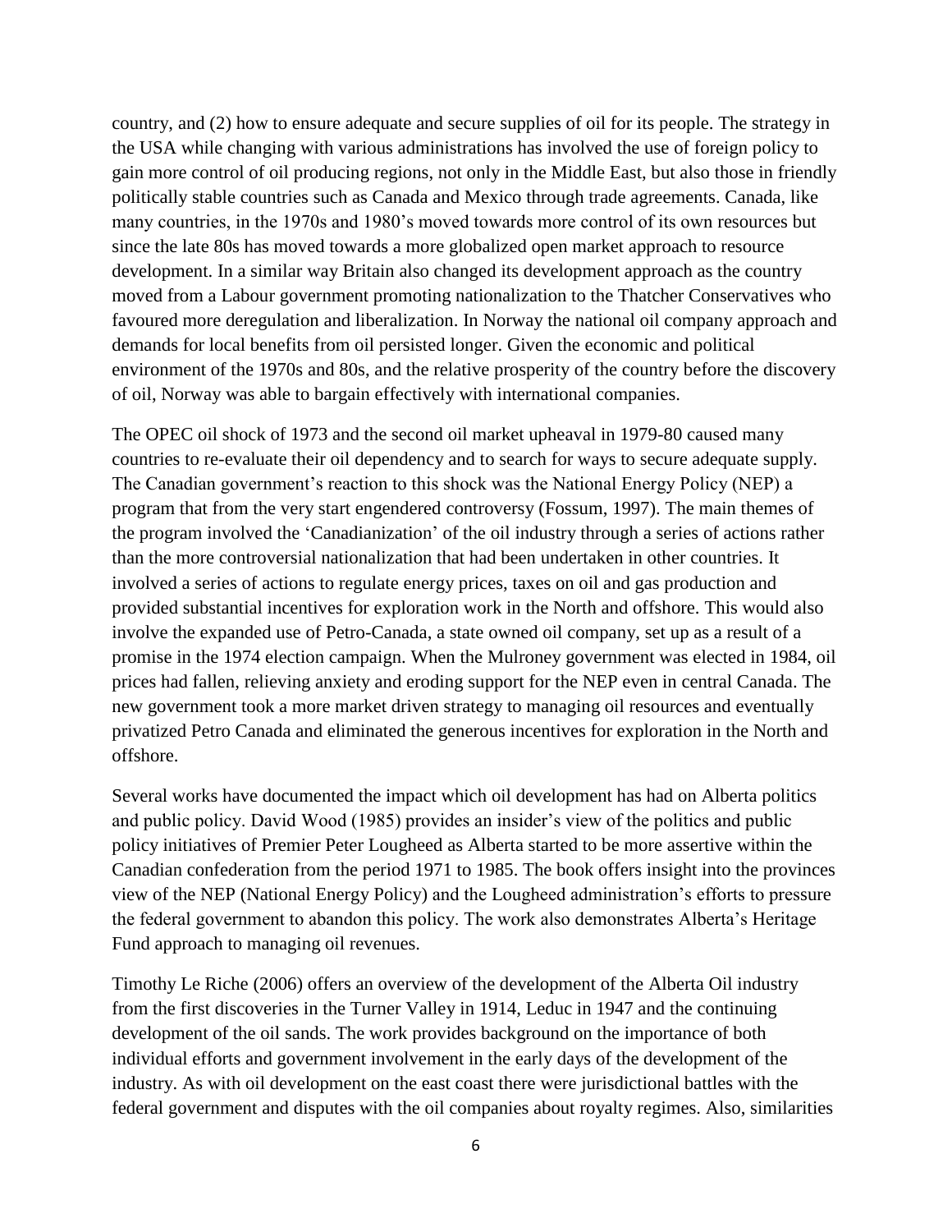country, and (2) how to ensure adequate and secure supplies of oil for its people. The strategy in the USA while changing with various administrations has involved the use of foreign policy to gain more control of oil producing regions, not only in the Middle East, but also those in friendly politically stable countries such as Canada and Mexico through trade agreements. Canada, like many countries, in the 1970s and 1980's moved towards more control of its own resources but since the late 80s has moved towards a more globalized open market approach to resource development. In a similar way Britain also changed its development approach as the country moved from a Labour government promoting nationalization to the Thatcher Conservatives who favoured more deregulation and liberalization. In Norway the national oil company approach and demands for local benefits from oil persisted longer. Given the economic and political environment of the 1970s and 80s, and the relative prosperity of the country before the discovery of oil, Norway was able to bargain effectively with international companies.

The OPEC oil shock of 1973 and the second oil market upheaval in 1979-80 caused many countries to re-evaluate their oil dependency and to search for ways to secure adequate supply. The Canadian government's reaction to this shock was the National Energy Policy (NEP) a program that from the very start engendered controversy (Fossum, 1997). The main themes of the program involved the 'Canadianization' of the oil industry through a series of actions rather than the more controversial nationalization that had been undertaken in other countries. It involved a series of actions to regulate energy prices, taxes on oil and gas production and provided substantial incentives for exploration work in the North and offshore. This would also involve the expanded use of Petro-Canada, a state owned oil company, set up as a result of a promise in the 1974 election campaign. When the Mulroney government was elected in 1984, oil prices had fallen, relieving anxiety and eroding support for the NEP even in central Canada. The new government took a more market driven strategy to managing oil resources and eventually privatized Petro Canada and eliminated the generous incentives for exploration in the North and offshore.

Several works have documented the impact which oil development has had on Alberta politics and public policy. David Wood (1985) provides an insider's view of the politics and public policy initiatives of Premier Peter Lougheed as Alberta started to be more assertive within the Canadian confederation from the period 1971 to 1985. The book offers insight into the provinces view of the NEP (National Energy Policy) and the Lougheed administration's efforts to pressure the federal government to abandon this policy. The work also demonstrates Alberta's Heritage Fund approach to managing oil revenues.

Timothy Le Riche (2006) offers an overview of the development of the Alberta Oil industry from the first discoveries in the Turner Valley in 1914, Leduc in 1947 and the continuing development of the oil sands. The work provides background on the importance of both individual efforts and government involvement in the early days of the development of the industry. As with oil development on the east coast there were jurisdictional battles with the federal government and disputes with the oil companies about royalty regimes. Also, similarities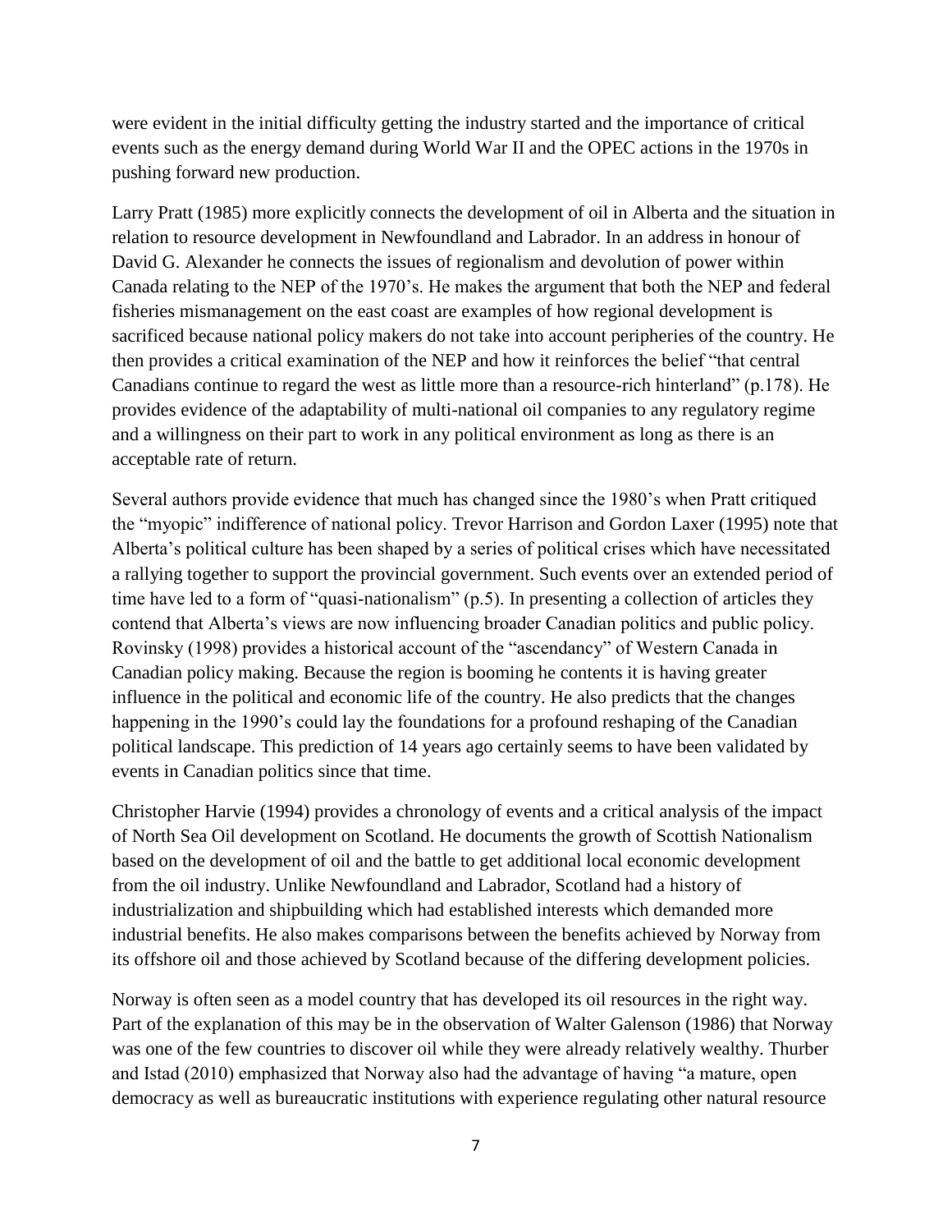were evident in the initial difficulty getting the industry started and the importance of critical events such as the energy demand during World War II and the OPEC actions in the 1970s in pushing forward new production.

Larry Pratt (1985) more explicitly connects the development of oil in Alberta and the situation in relation to resource development in Newfoundland and Labrador. In an address in honour of David G. Alexander he connects the issues of regionalism and devolution of power within Canada relating to the NEP of the 1970's. He makes the argument that both the NEP and federal fisheries mismanagement on the east coast are examples of how regional development is sacrificed because national policy makers do not take into account peripheries of the country. He then provides a critical examination of the NEP and how it reinforces the belief "that central Canadians continue to regard the west as little more than a resource-rich hinterland" (p.178). He provides evidence of the adaptability of multi-national oil companies to any regulatory regime and a willingness on their part to work in any political environment as long as there is an acceptable rate of return.

Several authors provide evidence that much has changed since the 1980's when Pratt critiqued the "myopic" indifference of national policy. Trevor Harrison and Gordon Laxer (1995) note that Alberta's political culture has been shaped by a series of political crises which have necessitated a rallying together to support the provincial government. Such events over an extended period of time have led to a form of "quasi-nationalism" (p.5). In presenting a collection of articles they contend that Alberta's views are now influencing broader Canadian politics and public policy. Rovinsky (1998) provides a historical account of the "ascendancy" of Western Canada in Canadian policy making. Because the region is booming he contents it is having greater influence in the political and economic life of the country. He also predicts that the changes happening in the 1990's could lay the foundations for a profound reshaping of the Canadian political landscape. This prediction of 14 years ago certainly seems to have been validated by events in Canadian politics since that time.

Christopher Harvie (1994) provides a chronology of events and a critical analysis of the impact of North Sea Oil development on Scotland. He documents the growth of Scottish Nationalism based on the development of oil and the battle to get additional local economic development from the oil industry. Unlike Newfoundland and Labrador, Scotland had a history of industrialization and shipbuilding which had established interests which demanded more industrial benefits. He also makes comparisons between the benefits achieved by Norway from its offshore oil and those achieved by Scotland because of the differing development policies.

Norway is often seen as a model country that has developed its oil resources in the right way. Part of the explanation of this may be in the observation of Walter Galenson (1986) that Norway was one of the few countries to discover oil while they were already relatively wealthy. Thurber and Istad (2010) emphasized that Norway also had the advantage of having "a mature, open democracy as well as bureaucratic institutions with experience regulating other natural resource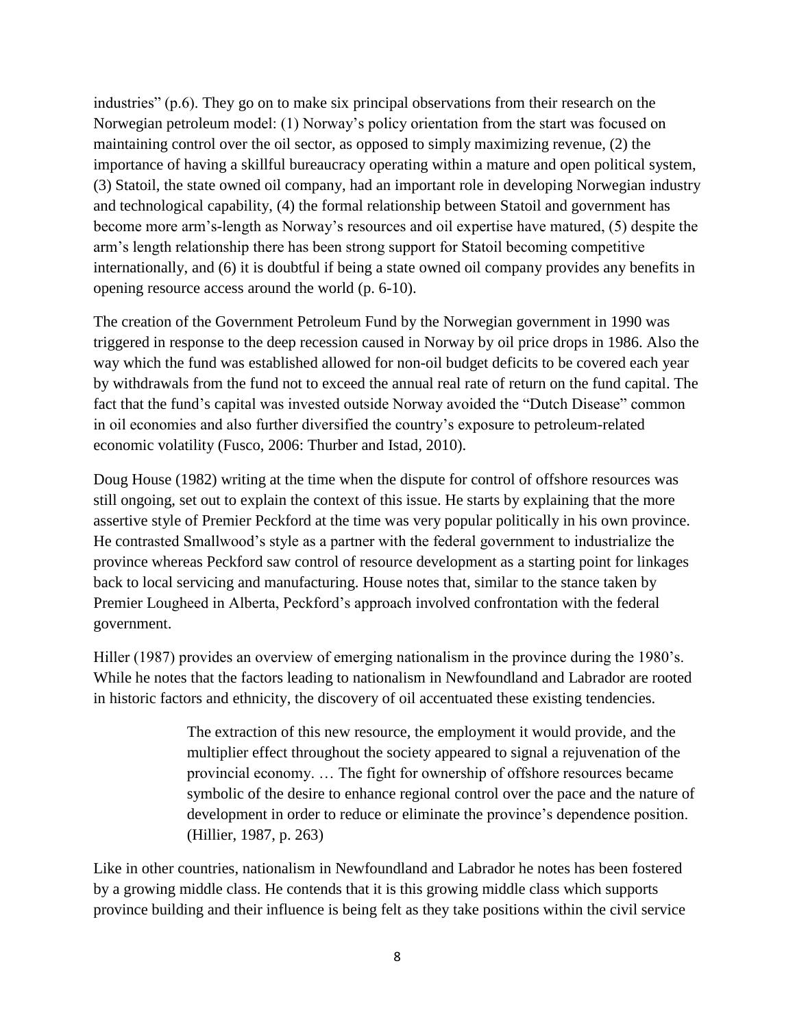industries" (p.6). They go on to make six principal observations from their research on the Norwegian petroleum model: (1) Norway's policy orientation from the start was focused on maintaining control over the oil sector, as opposed to simply maximizing revenue, (2) the importance of having a skillful bureaucracy operating within a mature and open political system, (3) Statoil, the state owned oil company, had an important role in developing Norwegian industry and technological capability, (4) the formal relationship between Statoil and government has become more arm's-length as Norway's resources and oil expertise have matured, (5) despite the arm's length relationship there has been strong support for Statoil becoming competitive internationally, and (6) it is doubtful if being a state owned oil company provides any benefits in opening resource access around the world (p. 6-10).

The creation of the Government Petroleum Fund by the Norwegian government in 1990 was triggered in response to the deep recession caused in Norway by oil price drops in 1986. Also the way which the fund was established allowed for non-oil budget deficits to be covered each year by withdrawals from the fund not to exceed the annual real rate of return on the fund capital. The fact that the fund's capital was invested outside Norway avoided the "Dutch Disease" common in oil economies and also further diversified the country's exposure to petroleum-related economic volatility (Fusco, 2006: Thurber and Istad, 2010).

Doug House (1982) writing at the time when the dispute for control of offshore resources was still ongoing, set out to explain the context of this issue. He starts by explaining that the more assertive style of Premier Peckford at the time was very popular politically in his own province. He contrasted Smallwood's style as a partner with the federal government to industrialize the province whereas Peckford saw control of resource development as a starting point for linkages back to local servicing and manufacturing. House notes that, similar to the stance taken by Premier Lougheed in Alberta, Peckford's approach involved confrontation with the federal government.

Hiller (1987) provides an overview of emerging nationalism in the province during the 1980's. While he notes that the factors leading to nationalism in Newfoundland and Labrador are rooted in historic factors and ethnicity, the discovery of oil accentuated these existing tendencies.

> The extraction of this new resource, the employment it would provide, and the multiplier effect throughout the society appeared to signal a rejuvenation of the provincial economy. … The fight for ownership of offshore resources became symbolic of the desire to enhance regional control over the pace and the nature of development in order to reduce or eliminate the province's dependence position. (Hillier, 1987, p. 263)

Like in other countries, nationalism in Newfoundland and Labrador he notes has been fostered by a growing middle class. He contends that it is this growing middle class which supports province building and their influence is being felt as they take positions within the civil service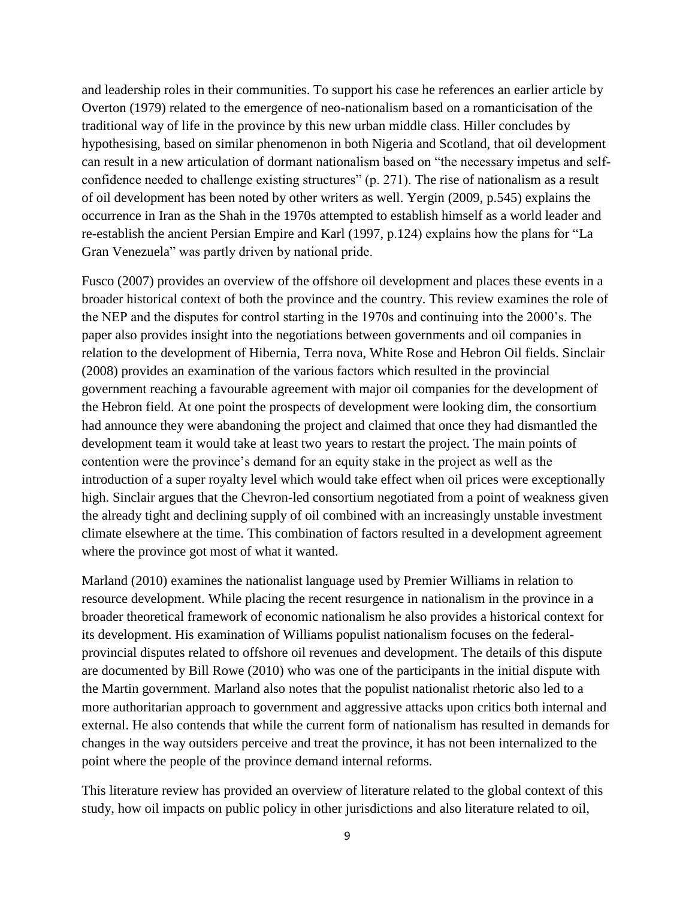and leadership roles in their communities. To support his case he references an earlier article by Overton (1979) related to the emergence of neo-nationalism based on a romanticisation of the traditional way of life in the province by this new urban middle class. Hiller concludes by hypothesising, based on similar phenomenon in both Nigeria and Scotland, that oil development can result in a new articulation of dormant nationalism based on "the necessary impetus and self-confidence needed to challenge existing structures" (p. 271). The rise of nationalism as a result of oil development has been noted by other writers as well. Yergin (2009, p.545) explains the occurrence in Iran as the Shah in the 1970s attempted to establish himself as a world leader and re-establish the ancient Persian Empire and Karl (1997, p.124) explains how the plans for "La Gran Venezuela" was partly driven by national pride.

Fusco (2007) provides an overview of the offshore oil development and places these events in a broader historical context of both the province and the country. This review examines the role of the NEP and the disputes for control starting in the 1970s and continuing into the 2000's. The paper also provides insight into the negotiations between governments and oil companies in relation to the development of Hibernia, Terra nova, White Rose and Hebron Oil fields. Sinclair (2008) provides an examination of the various factors which resulted in the provincial government reaching a favourable agreement with major oil companies for the development of the Hebron field. At one point the prospects of development were looking dim, the consortium had announce they were abandoning the project and claimed that once they had dismantled the development team it would take at least two years to restart the project. The main points of contention were the province's demand for an equity stake in the project as well as the introduction of a super royalty level which would take effect when oil prices were exceptionally high. Sinclair argues that the Chevron-led consortium negotiated from a point of weakness given the already tight and declining supply of oil combined with an increasingly unstable investment climate elsewhere at the time. This combination of factors resulted in a development agreement where the province got most of what it wanted.

Marland (2010) examines the nationalist language used by Premier Williams in relation to resource development. While placing the recent resurgence in nationalism in the province in a broader theoretical framework of economic nationalism he also provides a historical context for its development. His examination of Williams populist nationalism focuses on the federal-provincial disputes related to offshore oil revenues and development. The details of this dispute are documented by Bill Rowe (2010) who was one of the participants in the initial dispute with the Martin government. Marland also notes that the populist nationalist rhetoric also led to a more authoritarian approach to government and aggressive attacks upon critics both internal and external. He also contends that while the current form of nationalism has resulted in demands for changes in the way outsiders perceive and treat the province, it has not been internalized to the point where the people of the province demand internal reforms.

This literature review has provided an overview of literature related to the global context of this study, how oil impacts on public policy in other jurisdictions and also literature related to oil,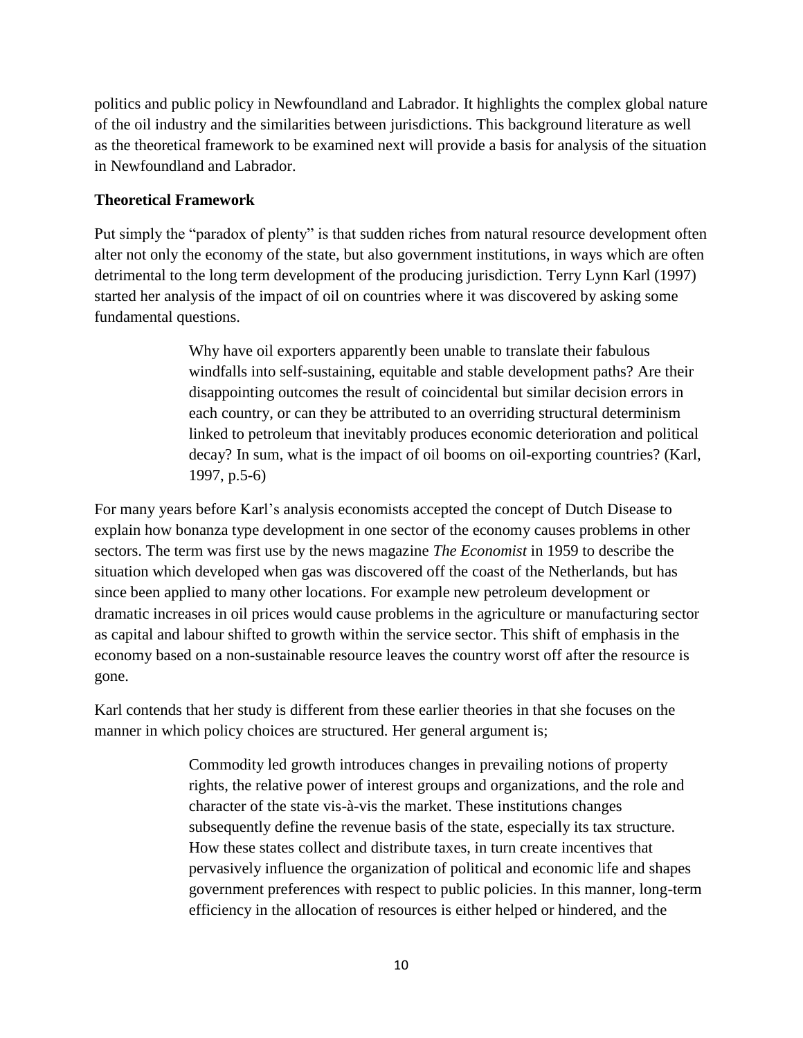politics and public policy in Newfoundland and Labrador. It highlights the complex global nature of the oil industry and the similarities between jurisdictions. This background literature as well as the theoretical framework to be examined next will provide a basis for analysis of the situation in Newfoundland and Labrador.

**Theoretical Framework**

Put simply the "paradox of plenty" is that sudden riches from natural resource development often alter not only the economy of the state, but also government institutions, in ways which are often detrimental to the long term development of the producing jurisdiction. Terry Lynn Karl (1997) started her analysis of the impact of oil on countries where it was discovered by asking some fundamental questions.

> Why have oil exporters apparently been unable to translate their fabulous windfalls into self-sustaining, equitable and stable development paths? Are their disappointing outcomes the result of coincidental but similar decision errors in each country, or can they be attributed to an overriding structural determinism linked to petroleum that inevitably produces economic deterioration and political decay? In sum, what is the impact of oil booms on oil-exporting countries? (Karl, 1997, p.5-6)

For many years before Karl's analysis economists accepted the concept of Dutch Disease to explain how bonanza type development in one sector of the economy causes problems in other sectors. The term was first use by the news magazine *The Economist* in 1959 to describe the situation which developed when gas was discovered off the coast of the Netherlands, but has since been applied to many other locations. For example new petroleum development or dramatic increases in oil prices would cause problems in the agriculture or manufacturing sector as capital and labour shifted to growth within the service sector. This shift of emphasis in the economy based on a non-sustainable resource leaves the country worst off after the resource is gone.

Karl contends that her study is different from these earlier theories in that she focuses on the manner in which policy choices are structured. Her general argument is;

> Commodity led growth introduces changes in prevailing notions of property rights, the relative power of interest groups and organizations, and the role and character of the state vis-à-vis the market. These institutions changes subsequently define the revenue basis of the state, especially its tax structure. How these states collect and distribute taxes, in turn create incentives that pervasively influence the organization of political and economic life and shapes government preferences with respect to public policies. In this manner, long-term efficiency in the allocation of resources is either helped or hindered, and the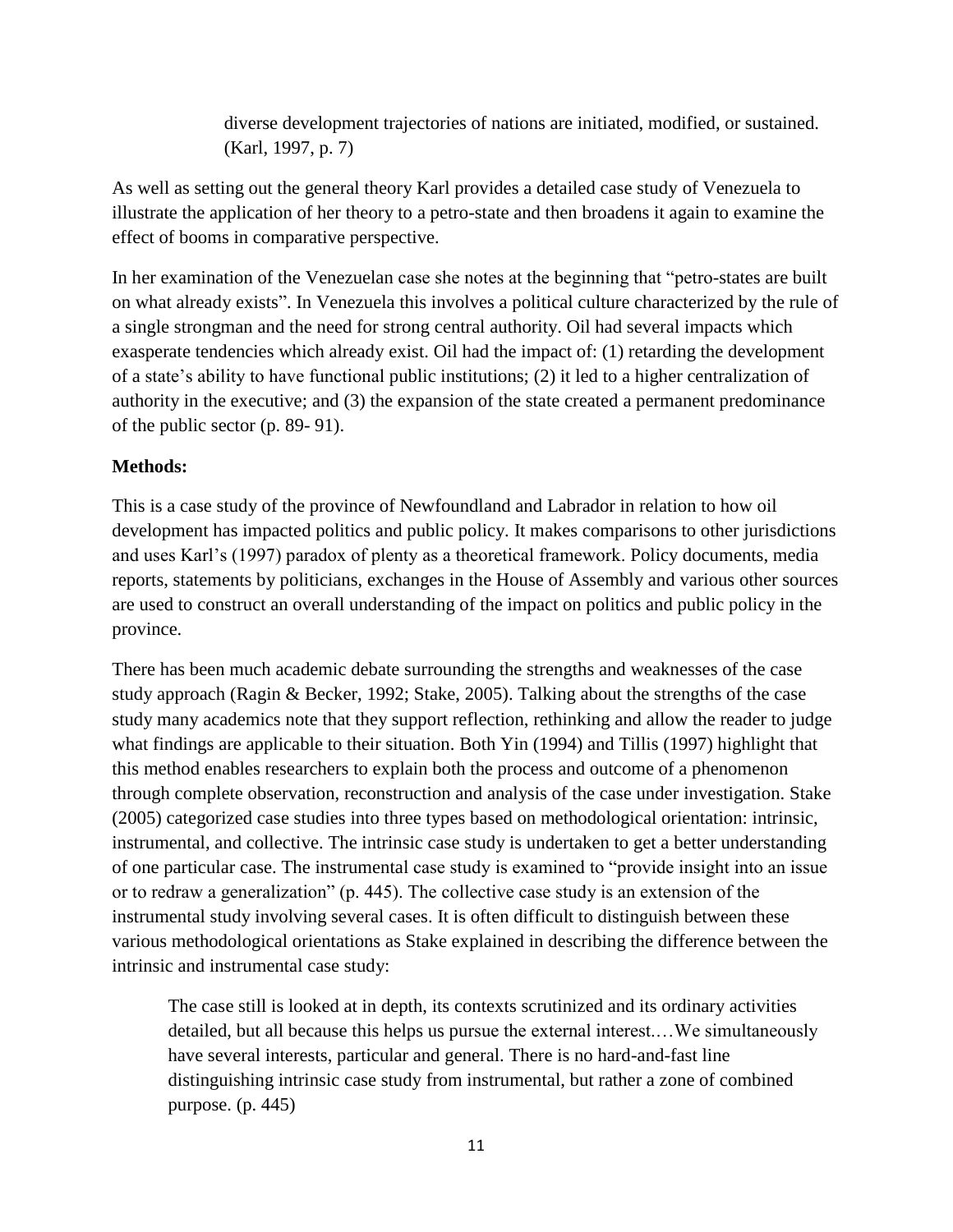> diverse development trajectories of nations are initiated, modified, or sustained. (Karl, 1997, p. 7)

As well as setting out the general theory Karl provides a detailed case study of Venezuela to illustrate the application of her theory to a petro-state and then broadens it again to examine the effect of booms in comparative perspective.

In her examination of the Venezuelan case she notes at the beginning that "petro-states are built on what already exists". In Venezuela this involves a political culture characterized by the rule of a single strongman and the need for strong central authority. Oil had several impacts which exasperate tendencies which already exist. Oil had the impact of: (1) retarding the development of a state's ability to have functional public institutions; (2) it led to a higher centralization of authority in the executive; and (3) the expansion of the state created a permanent predominance of the public sector (p. 89- 91).

**Methods:**

This is a case study of the province of Newfoundland and Labrador in relation to how oil development has impacted politics and public policy. It makes comparisons to other jurisdictions and uses Karl's (1997) paradox of plenty as a theoretical framework. Policy documents, media reports, statements by politicians, exchanges in the House of Assembly and various other sources are used to construct an overall understanding of the impact on politics and public policy in the province.

There has been much academic debate surrounding the strengths and weaknesses of the case study approach (Ragin & Becker, 1992; Stake, 2005). Talking about the strengths of the case study many academics note that they support reflection, rethinking and allow the reader to judge what findings are applicable to their situation. Both Yin (1994) and Tillis (1997) highlight that this method enables researchers to explain both the process and outcome of a phenomenon through complete observation, reconstruction and analysis of the case under investigation. Stake (2005) categorized case studies into three types based on methodological orientation: intrinsic, instrumental, and collective. The intrinsic case study is undertaken to get a better understanding of one particular case. The instrumental case study is examined to "provide insight into an issue or to redraw a generalization" (p. 445). The collective case study is an extension of the instrumental study involving several cases. It is often difficult to distinguish between these various methodological orientations as Stake explained in describing the difference between the intrinsic and instrumental case study:

> The case still is looked at in depth, its contexts scrutinized and its ordinary activities detailed, but all because this helps us pursue the external interest.…We simultaneously have several interests, particular and general. There is no hard-and-fast line distinguishing intrinsic case study from instrumental, but rather a zone of combined purpose. (p. 445)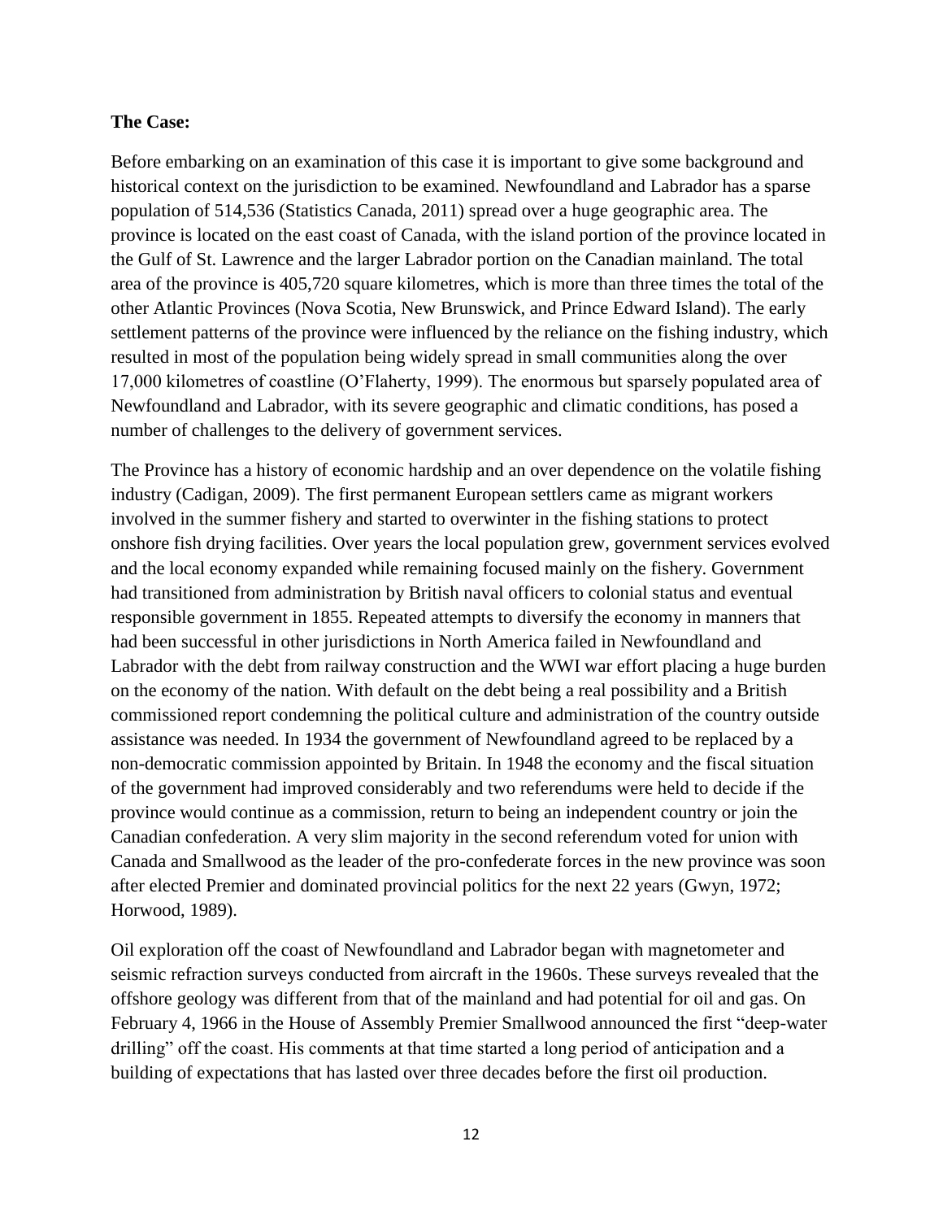**The Case:**

Before embarking on an examination of this case it is important to give some background and historical context on the jurisdiction to be examined. Newfoundland and Labrador has a sparse population of 514,536 (Statistics Canada, 2011) spread over a huge geographic area. The province is located on the east coast of Canada, with the island portion of the province located in the Gulf of St. Lawrence and the larger Labrador portion on the Canadian mainland. The total area of the province is 405,720 square kilometres, which is more than three times the total of the other Atlantic Provinces (Nova Scotia, New Brunswick, and Prince Edward Island). The early settlement patterns of the province were influenced by the reliance on the fishing industry, which resulted in most of the population being widely spread in small communities along the over 17,000 kilometres of coastline (O'Flaherty, 1999). The enormous but sparsely populated area of Newfoundland and Labrador, with its severe geographic and climatic conditions, has posed a number of challenges to the delivery of government services.

The Province has a history of economic hardship and an over dependence on the volatile fishing industry (Cadigan, 2009). The first permanent European settlers came as migrant workers involved in the summer fishery and started to overwinter in the fishing stations to protect onshore fish drying facilities. Over years the local population grew, government services evolved and the local economy expanded while remaining focused mainly on the fishery. Government had transitioned from administration by British naval officers to colonial status and eventual responsible government in 1855. Repeated attempts to diversify the economy in manners that had been successful in other jurisdictions in North America failed in Newfoundland and Labrador with the debt from railway construction and the WWI war effort placing a huge burden on the economy of the nation. With default on the debt being a real possibility and a British commissioned report condemning the political culture and administration of the country outside assistance was needed. In 1934 the government of Newfoundland agreed to be replaced by a non-democratic commission appointed by Britain. In 1948 the economy and the fiscal situation of the government had improved considerably and two referendums were held to decide if the province would continue as a commission, return to being an independent country or join the Canadian confederation. A very slim majority in the second referendum voted for union with Canada and Smallwood as the leader of the pro-confederate forces in the new province was soon after elected Premier and dominated provincial politics for the next 22 years (Gwyn, 1972; Horwood, 1989).

Oil exploration off the coast of Newfoundland and Labrador began with magnetometer and seismic refraction surveys conducted from aircraft in the 1960s. These surveys revealed that the offshore geology was different from that of the mainland and had potential for oil and gas. On February 4, 1966 in the House of Assembly Premier Smallwood announced the first "deep-water drilling" off the coast. His comments at that time started a long period of anticipation and a building of expectations that has lasted over three decades before the first oil production.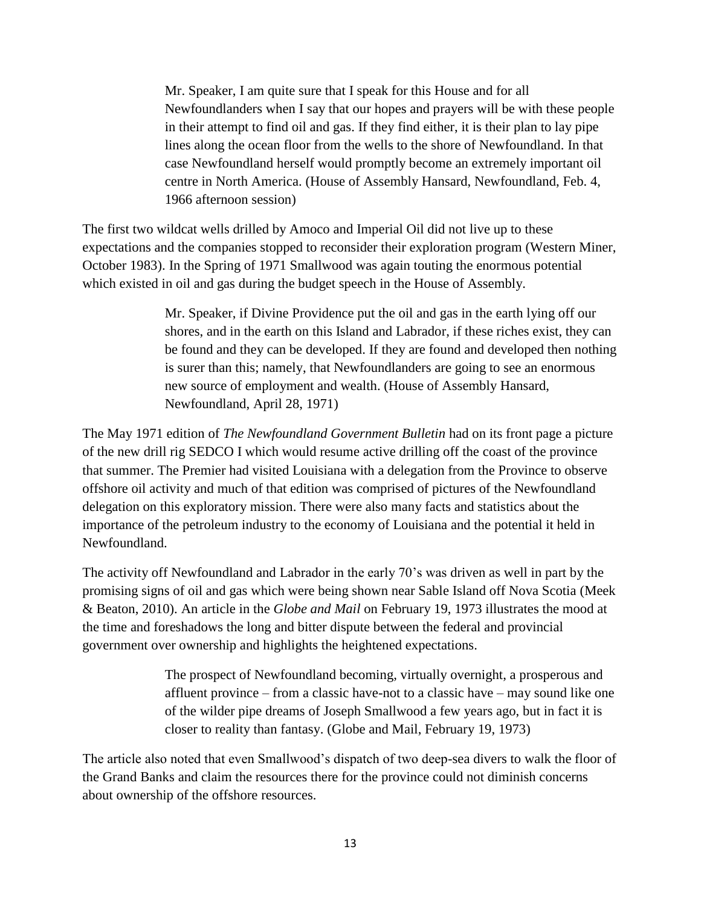> Mr. Speaker, I am quite sure that I speak for this House and for all Newfoundlanders when I say that our hopes and prayers will be with these people in their attempt to find oil and gas. If they find either, it is their plan to lay pipe lines along the ocean floor from the wells to the shore of Newfoundland. In that case Newfoundland herself would promptly become an extremely important oil centre in North America. (House of Assembly Hansard, Newfoundland, Feb. 4, 1966 afternoon session)

The first two wildcat wells drilled by Amoco and Imperial Oil did not live up to these expectations and the companies stopped to reconsider their exploration program (Western Miner, October 1983). In the Spring of 1971 Smallwood was again touting the enormous potential which existed in oil and gas during the budget speech in the House of Assembly.

> Mr. Speaker, if Divine Providence put the oil and gas in the earth lying off our shores, and in the earth on this Island and Labrador, if these riches exist, they can be found and they can be developed. If they are found and developed then nothing is surer than this; namely, that Newfoundlanders are going to see an enormous new source of employment and wealth. (House of Assembly Hansard, Newfoundland, April 28, 1971)

The May 1971 edition of *The Newfoundland Government Bulletin* had on its front page a picture of the new drill rig SEDCO I which would resume active drilling off the coast of the province that summer. The Premier had visited Louisiana with a delegation from the Province to observe offshore oil activity and much of that edition was comprised of pictures of the Newfoundland delegation on this exploratory mission. There were also many facts and statistics about the importance of the petroleum industry to the economy of Louisiana and the potential it held in Newfoundland.

The activity off Newfoundland and Labrador in the early 70's was driven as well in part by the promising signs of oil and gas which were being shown near Sable Island off Nova Scotia (Meek & Beaton, 2010). An article in the *Globe and Mail* on February 19, 1973 illustrates the mood at the time and foreshadows the long and bitter dispute between the federal and provincial government over ownership and highlights the heightened expectations.

> The prospect of Newfoundland becoming, virtually overnight, a prosperous and affluent province – from a classic have-not to a classic have – may sound like one of the wilder pipe dreams of Joseph Smallwood a few years ago, but in fact it is closer to reality than fantasy. (Globe and Mail, February 19, 1973)

The article also noted that even Smallwood's dispatch of two deep-sea divers to walk the floor of the Grand Banks and claim the resources there for the province could not diminish concerns about ownership of the offshore resources.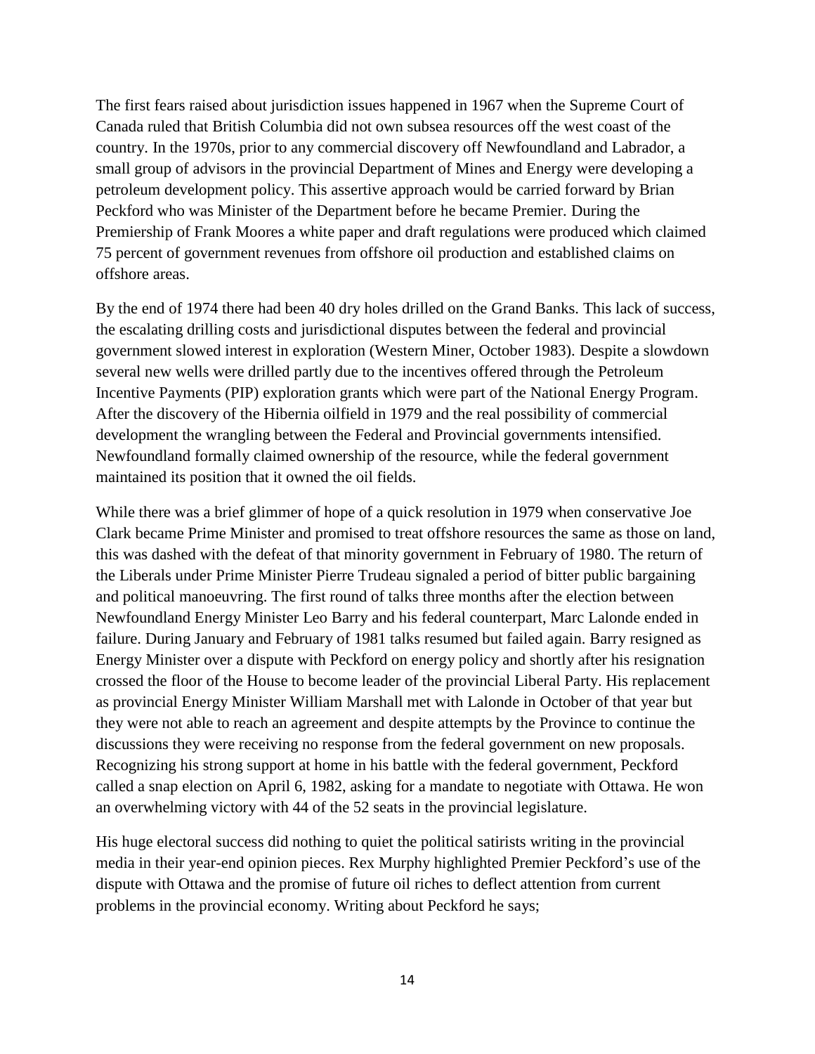The first fears raised about jurisdiction issues happened in 1967 when the Supreme Court of Canada ruled that British Columbia did not own subsea resources off the west coast of the country. In the 1970s, prior to any commercial discovery off Newfoundland and Labrador, a small group of advisors in the provincial Department of Mines and Energy were developing a petroleum development policy. This assertive approach would be carried forward by Brian Peckford who was Minister of the Department before he became Premier. During the Premiership of Frank Moores a white paper and draft regulations were produced which claimed 75 percent of government revenues from offshore oil production and established claims on offshore areas.

By the end of 1974 there had been 40 dry holes drilled on the Grand Banks. This lack of success, the escalating drilling costs and jurisdictional disputes between the federal and provincial government slowed interest in exploration (Western Miner, October 1983). Despite a slowdown several new wells were drilled partly due to the incentives offered through the Petroleum Incentive Payments (PIP) exploration grants which were part of the National Energy Program. After the discovery of the Hibernia oilfield in 1979 and the real possibility of commercial development the wrangling between the Federal and Provincial governments intensified. Newfoundland formally claimed ownership of the resource, while the federal government maintained its position that it owned the oil fields.

While there was a brief glimmer of hope of a quick resolution in 1979 when conservative Joe Clark became Prime Minister and promised to treat offshore resources the same as those on land, this was dashed with the defeat of that minority government in February of 1980. The return of the Liberals under Prime Minister Pierre Trudeau signaled a period of bitter public bargaining and political manoeuvring. The first round of talks three months after the election between Newfoundland Energy Minister Leo Barry and his federal counterpart, Marc Lalonde ended in failure. During January and February of 1981 talks resumed but failed again. Barry resigned as Energy Minister over a dispute with Peckford on energy policy and shortly after his resignation crossed the floor of the House to become leader of the provincial Liberal Party. His replacement as provincial Energy Minister William Marshall met with Lalonde in October of that year but they were not able to reach an agreement and despite attempts by the Province to continue the discussions they were receiving no response from the federal government on new proposals. Recognizing his strong support at home in his battle with the federal government, Peckford called a snap election on April 6, 1982, asking for a mandate to negotiate with Ottawa. He won an overwhelming victory with 44 of the 52 seats in the provincial legislature.

His huge electoral success did nothing to quiet the political satirists writing in the provincial media in their year-end opinion pieces. Rex Murphy highlighted Premier Peckford's use of the dispute with Ottawa and the promise of future oil riches to deflect attention from current problems in the provincial economy. Writing about Peckford he says;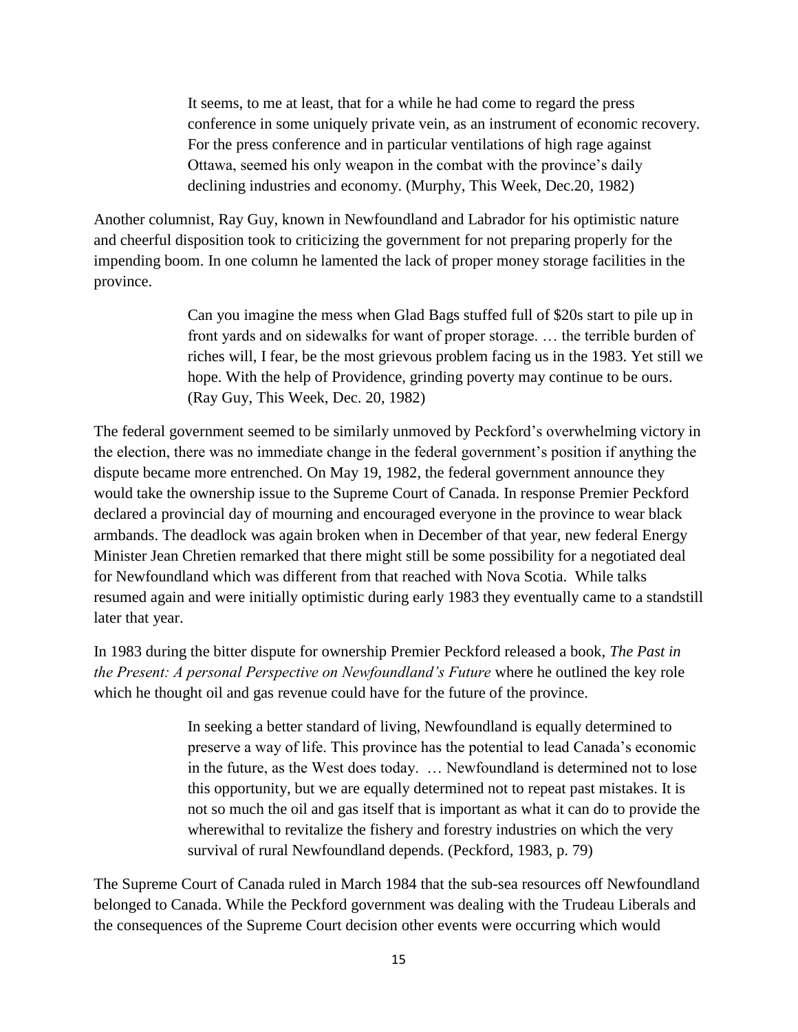> It seems, to me at least, that for a while he had come to regard the press conference in some uniquely private vein, as an instrument of economic recovery. For the press conference and in particular ventilations of high rage against Ottawa, seemed his only weapon in the combat with the province's daily declining industries and economy. (Murphy, This Week, Dec.20, 1982)

Another columnist, Ray Guy, known in Newfoundland and Labrador for his optimistic nature and cheerful disposition took to criticizing the government for not preparing properly for the impending boom. In one column he lamented the lack of proper money storage facilities in the province.

> Can you imagine the mess when Glad Bags stuffed full of $20s start to pile up in front yards and on sidewalks for want of proper storage. … the terrible burden of riches will, I fear, be the most grievous problem facing us in the 1983. Yet still we hope. With the help of Providence, grinding poverty may continue to be ours. (Ray Guy, This Week, Dec. 20, 1982)

The federal government seemed to be similarly unmoved by Peckford's overwhelming victory in the election, there was no immediate change in the federal government's position if anything the dispute became more entrenched. On May 19, 1982, the federal government announce they would take the ownership issue to the Supreme Court of Canada. In response Premier Peckford declared a provincial day of mourning and encouraged everyone in the province to wear black armbands. The deadlock was again broken when in December of that year, new federal Energy Minister Jean Chretien remarked that there might still be some possibility for a negotiated deal for Newfoundland which was different from that reached with Nova Scotia. While talks resumed again and were initially optimistic during early 1983 they eventually came to a standstill later that year.

In 1983 during the bitter dispute for ownership Premier Peckford released a book, *The Past in the Present: A personal Perspective on Newfoundland's Future* where he outlined the key role which he thought oil and gas revenue could have for the future of the province.

> In seeking a better standard of living, Newfoundland is equally determined to preserve a way of life. This province has the potential to lead Canada's economic in the future, as the West does today. … Newfoundland is determined not to lose this opportunity, but we are equally determined not to repeat past mistakes. It is not so much the oil and gas itself that is important as what it can do to provide the wherewithal to revitalize the fishery and forestry industries on which the very survival of rural Newfoundland depends. (Peckford, 1983, p. 79)

The Supreme Court of Canada ruled in March 1984 that the sub-sea resources off Newfoundland belonged to Canada. While the Peckford government was dealing with the Trudeau Liberals and the consequences of the Supreme Court decision other events were occurring which would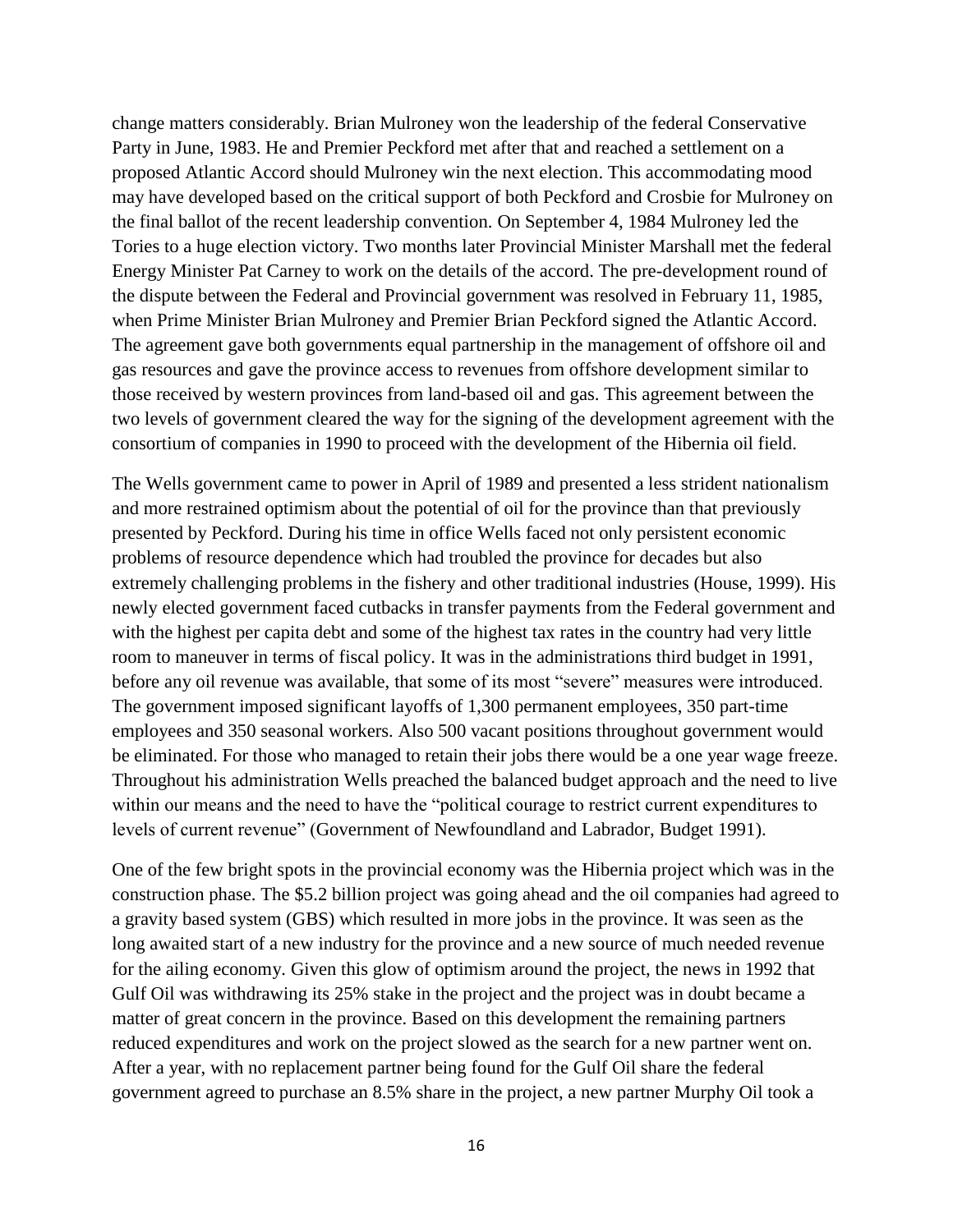change matters considerably. Brian Mulroney won the leadership of the federal Conservative Party in June, 1983. He and Premier Peckford met after that and reached a settlement on a proposed Atlantic Accord should Mulroney win the next election. This accommodating mood may have developed based on the critical support of both Peckford and Crosbie for Mulroney on the final ballot of the recent leadership convention. On September 4, 1984 Mulroney led the Tories to a huge election victory. Two months later Provincial Minister Marshall met the federal Energy Minister Pat Carney to work on the details of the accord. The pre-development round of the dispute between the Federal and Provincial government was resolved in February 11, 1985, when Prime Minister Brian Mulroney and Premier Brian Peckford signed the Atlantic Accord. The agreement gave both governments equal partnership in the management of offshore oil and gas resources and gave the province access to revenues from offshore development similar to those received by western provinces from land-based oil and gas. This agreement between the two levels of government cleared the way for the signing of the development agreement with the consortium of companies in 1990 to proceed with the development of the Hibernia oil field.

The Wells government came to power in April of 1989 and presented a less strident nationalism and more restrained optimism about the potential of oil for the province than that previously presented by Peckford. During his time in office Wells faced not only persistent economic problems of resource dependence which had troubled the province for decades but also extremely challenging problems in the fishery and other traditional industries (House, 1999). His newly elected government faced cutbacks in transfer payments from the Federal government and with the highest per capita debt and some of the highest tax rates in the country had very little room to maneuver in terms of fiscal policy. It was in the administrations third budget in 1991, before any oil revenue was available, that some of its most "severe" measures were introduced. The government imposed significant layoffs of 1,300 permanent employees, 350 part-time employees and 350 seasonal workers. Also 500 vacant positions throughout government would be eliminated. For those who managed to retain their jobs there would be a one year wage freeze. Throughout his administration Wells preached the balanced budget approach and the need to live within our means and the need to have the "political courage to restrict current expenditures to levels of current revenue" (Government of Newfoundland and Labrador, Budget 1991).

One of the few bright spots in the provincial economy was the Hibernia project which was in the construction phase. The $5.2 billion project was going ahead and the oil companies had agreed to a gravity based system (GBS) which resulted in more jobs in the province. It was seen as the long awaited start of a new industry for the province and a new source of much needed revenue for the ailing economy. Given this glow of optimism around the project, the news in 1992 that Gulf Oil was withdrawing its 25% stake in the project and the project was in doubt became a matter of great concern in the province. Based on this development the remaining partners reduced expenditures and work on the project slowed as the search for a new partner went on. After a year, with no replacement partner being found for the Gulf Oil share the federal government agreed to purchase an 8.5% share in the project, a new partner Murphy Oil took a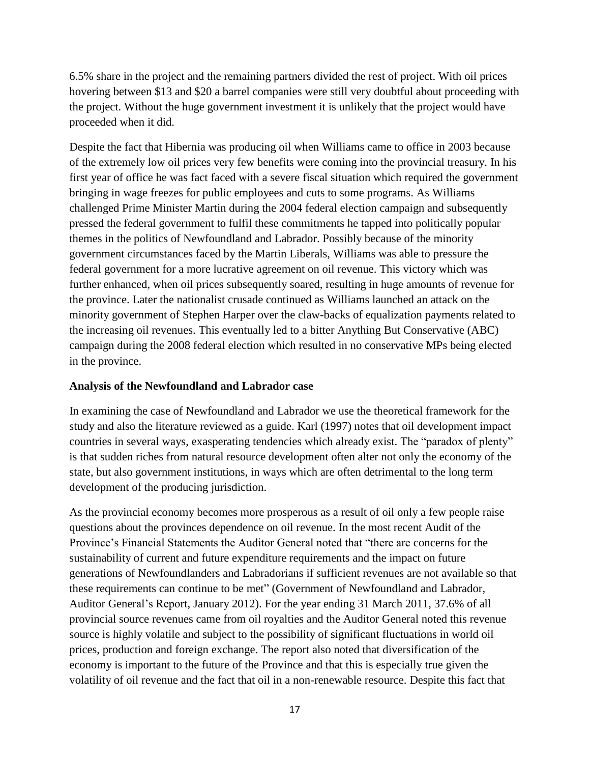6.5% share in the project and the remaining partners divided the rest of project. With oil prices hovering between $13 and $20 a barrel companies were still very doubtful about proceeding with the project. Without the huge government investment it is unlikely that the project would have proceeded when it did.

Despite the fact that Hibernia was producing oil when Williams came to office in 2003 because of the extremely low oil prices very few benefits were coming into the provincial treasury. In his first year of office he was fact faced with a severe fiscal situation which required the government bringing in wage freezes for public employees and cuts to some programs. As Williams challenged Prime Minister Martin during the 2004 federal election campaign and subsequently pressed the federal government to fulfil these commitments he tapped into politically popular themes in the politics of Newfoundland and Labrador. Possibly because of the minority government circumstances faced by the Martin Liberals, Williams was able to pressure the federal government for a more lucrative agreement on oil revenue. This victory which was further enhanced, when oil prices subsequently soared, resulting in huge amounts of revenue for the province. Later the nationalist crusade continued as Williams launched an attack on the minority government of Stephen Harper over the claw-backs of equalization payments related to the increasing oil revenues. This eventually led to a bitter Anything But Conservative (ABC) campaign during the 2008 federal election which resulted in no conservative MPs being elected in the province.

**Analysis of the Newfoundland and Labrador case**

In examining the case of Newfoundland and Labrador we use the theoretical framework for the study and also the literature reviewed as a guide. Karl (1997) notes that oil development impact countries in several ways, exasperating tendencies which already exist. The "paradox of plenty" is that sudden riches from natural resource development often alter not only the economy of the state, but also government institutions, in ways which are often detrimental to the long term development of the producing jurisdiction.

As the provincial economy becomes more prosperous as a result of oil only a few people raise questions about the provinces dependence on oil revenue. In the most recent Audit of the Province's Financial Statements the Auditor General noted that "there are concerns for the sustainability of current and future expenditure requirements and the impact on future generations of Newfoundlanders and Labradorians if sufficient revenues are not available so that these requirements can continue to be met" (Government of Newfoundland and Labrador, Auditor General's Report, January 2012). For the year ending 31 March 2011, 37.6% of all provincial source revenues came from oil royalties and the Auditor General noted this revenue source is highly volatile and subject to the possibility of significant fluctuations in world oil prices, production and foreign exchange. The report also noted that diversification of the economy is important to the future of the Province and that this is especially true given the volatility of oil revenue and the fact that oil in a non-renewable resource. Despite this fact that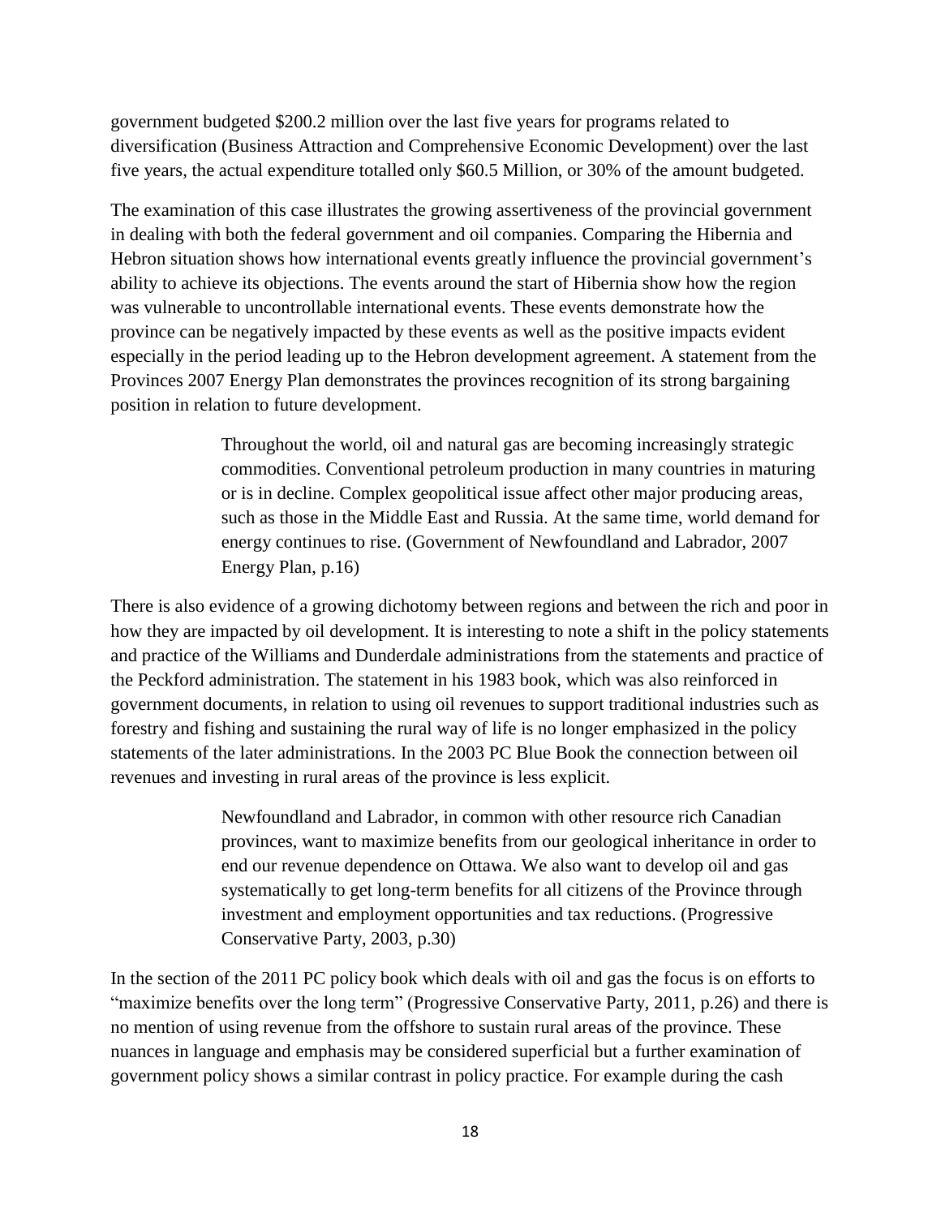government budgeted $200.2 million over the last five years for programs related to diversification (Business Attraction and Comprehensive Economic Development) over the last five years, the actual expenditure totalled only $60.5 Million, or 30% of the amount budgeted.

The examination of this case illustrates the growing assertiveness of the provincial government in dealing with both the federal government and oil companies. Comparing the Hibernia and Hebron situation shows how international events greatly influence the provincial government's ability to achieve its objections. The events around the start of Hibernia show how the region was vulnerable to uncontrollable international events. These events demonstrate how the province can be negatively impacted by these events as well as the positive impacts evident especially in the period leading up to the Hebron development agreement. A statement from the Provinces 2007 Energy Plan demonstrates the provinces recognition of its strong bargaining position in relation to future development.

> Throughout the world, oil and natural gas are becoming increasingly strategic commodities. Conventional petroleum production in many countries in maturing or is in decline. Complex geopolitical issue affect other major producing areas, such as those in the Middle East and Russia. At the same time, world demand for energy continues to rise. (Government of Newfoundland and Labrador, 2007 Energy Plan, p.16)

There is also evidence of a growing dichotomy between regions and between the rich and poor in how they are impacted by oil development. It is interesting to note a shift in the policy statements and practice of the Williams and Dunderdale administrations from the statements and practice of the Peckford administration. The statement in his 1983 book, which was also reinforced in government documents, in relation to using oil revenues to support traditional industries such as forestry and fishing and sustaining the rural way of life is no longer emphasized in the policy statements of the later administrations. In the 2003 PC Blue Book the connection between oil revenues and investing in rural areas of the province is less explicit.

> Newfoundland and Labrador, in common with other resource rich Canadian provinces, want to maximize benefits from our geological inheritance in order to end our revenue dependence on Ottawa. We also want to develop oil and gas systematically to get long-term benefits for all citizens of the Province through investment and employment opportunities and tax reductions. (Progressive Conservative Party, 2003, p.30)

In the section of the 2011 PC policy book which deals with oil and gas the focus is on efforts to "maximize benefits over the long term" (Progressive Conservative Party, 2011, p.26) and there is no mention of using revenue from the offshore to sustain rural areas of the province. These nuances in language and emphasis may be considered superficial but a further examination of government policy shows a similar contrast in policy practice. For example during the cash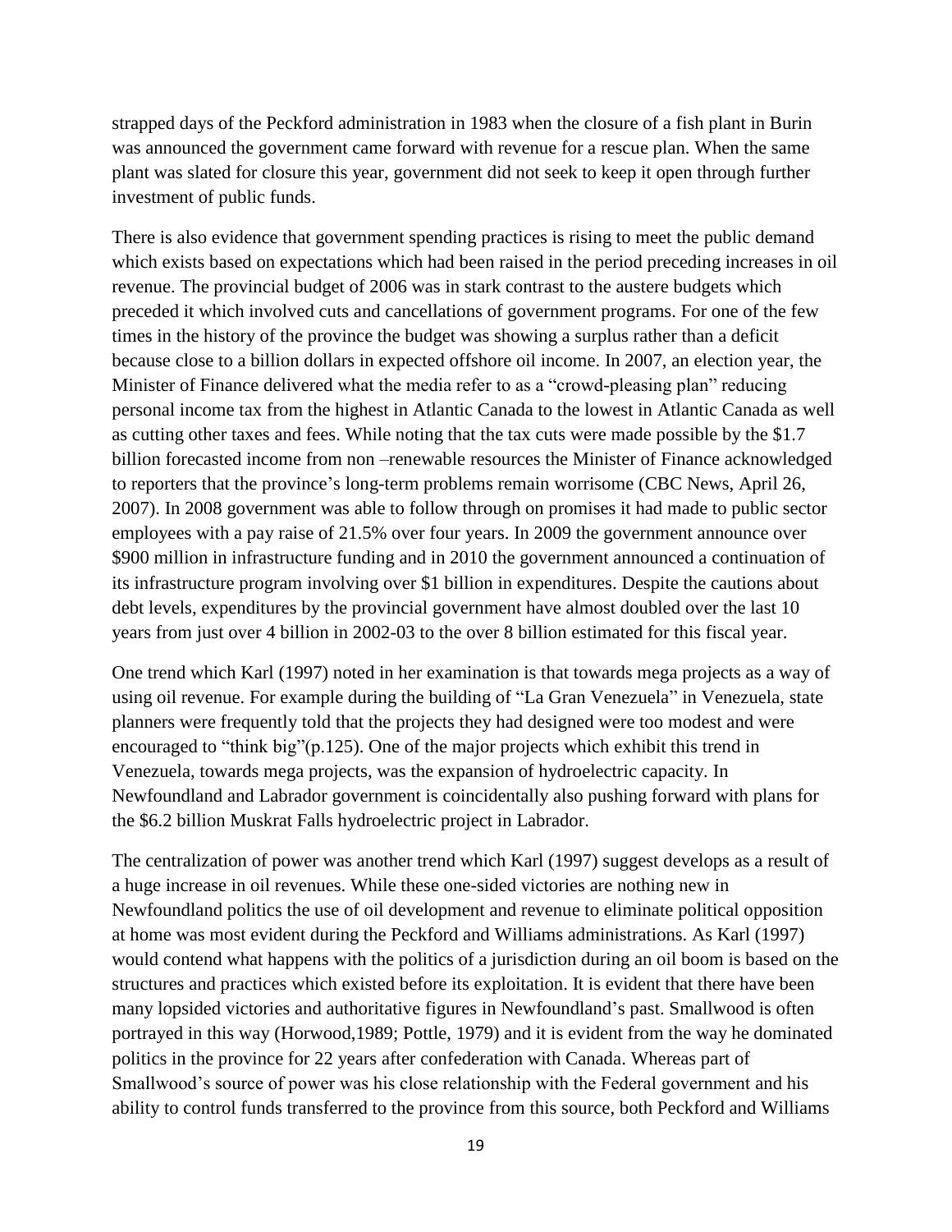strapped days of the Peckford administration in 1983 when the closure of a fish plant in Burin was announced the government came forward with revenue for a rescue plan. When the same plant was slated for closure this year, government did not seek to keep it open through further investment of public funds.

There is also evidence that government spending practices is rising to meet the public demand which exists based on expectations which had been raised in the period preceding increases in oil revenue. The provincial budget of 2006 was in stark contrast to the austere budgets which preceded it which involved cuts and cancellations of government programs. For one of the few times in the history of the province the budget was showing a surplus rather than a deficit because close to a billion dollars in expected offshore oil income. In 2007, an election year, the Minister of Finance delivered what the media refer to as a "crowd-pleasing plan" reducing personal income tax from the highest in Atlantic Canada to the lowest in Atlantic Canada as well as cutting other taxes and fees. While noting that the tax cuts were made possible by the $1.7 billion forecasted income from non –renewable resources the Minister of Finance acknowledged to reporters that the province's long-term problems remain worrisome (CBC News, April 26, 2007). In 2008 government was able to follow through on promises it had made to public sector employees with a pay raise of 21.5% over four years. In 2009 the government announce over $900 million in infrastructure funding and in 2010 the government announced a continuation of its infrastructure program involving over $1 billion in expenditures. Despite the cautions about debt levels, expenditures by the provincial government have almost doubled over the last 10 years from just over 4 billion in 2002-03 to the over 8 billion estimated for this fiscal year.

One trend which Karl (1997) noted in her examination is that towards mega projects as a way of using oil revenue. For example during the building of "La Gran Venezuela" in Venezuela, state planners were frequently told that the projects they had designed were too modest and were encouraged to "think big"(p.125). One of the major projects which exhibit this trend in Venezuela, towards mega projects, was the expansion of hydroelectric capacity. In Newfoundland and Labrador government is coincidentally also pushing forward with plans for the $6.2 billion Muskrat Falls hydroelectric project in Labrador.

The centralization of power was another trend which Karl (1997) suggest develops as a result of a huge increase in oil revenues. While these one-sided victories are nothing new in Newfoundland politics the use of oil development and revenue to eliminate political opposition at home was most evident during the Peckford and Williams administrations. As Karl (1997) would contend what happens with the politics of a jurisdiction during an oil boom is based on the structures and practices which existed before its exploitation. It is evident that there have been many lopsided victories and authoritative figures in Newfoundland's past. Smallwood is often portrayed in this way (Horwood,1989; Pottle, 1979) and it is evident from the way he dominated politics in the province for 22 years after confederation with Canada. Whereas part of Smallwood's source of power was his close relationship with the Federal government and his ability to control funds transferred to the province from this source, both Peckford and Williams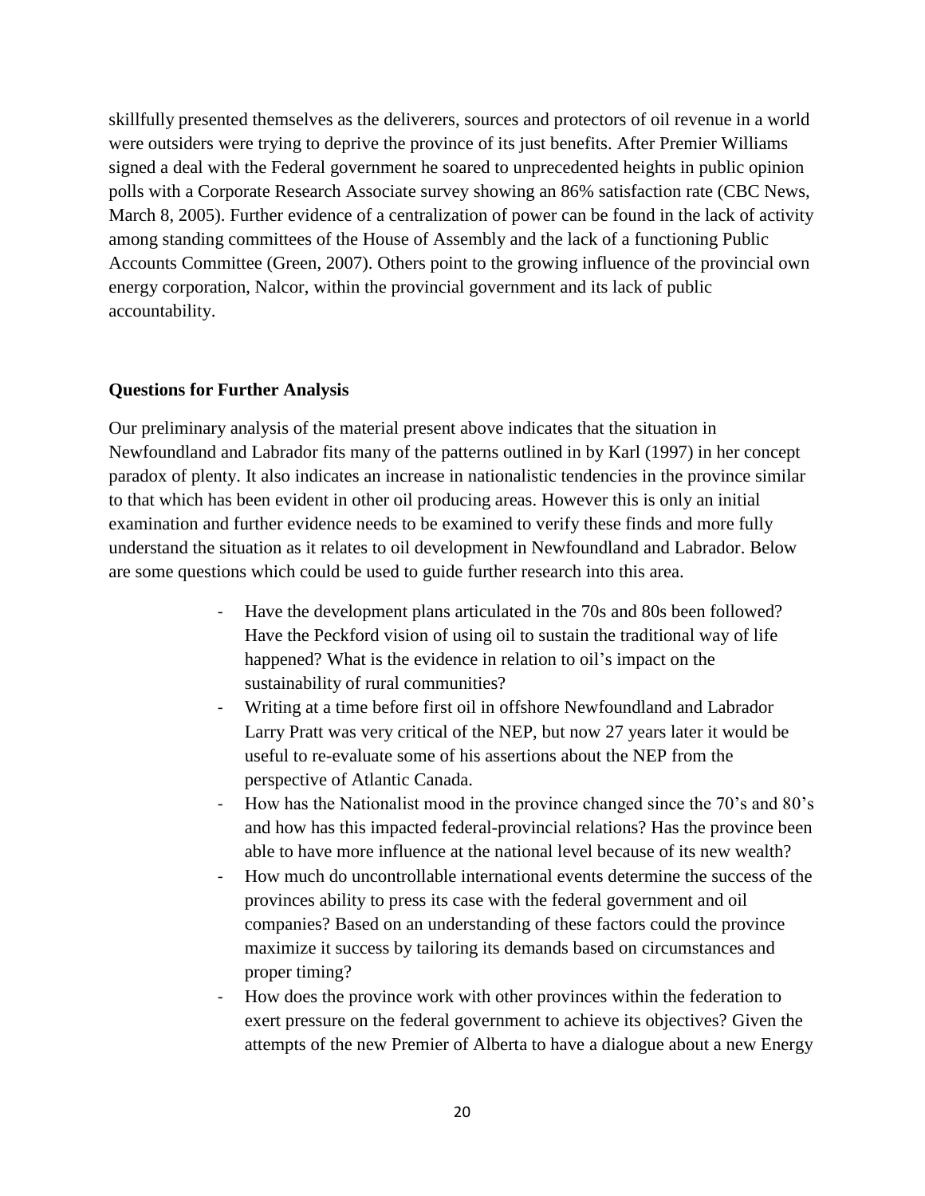skillfully presented themselves as the deliverers, sources and protectors of oil revenue in a world were outsiders were trying to deprive the province of its just benefits. After Premier Williams signed a deal with the Federal government he soared to unprecedented heights in public opinion polls with a Corporate Research Associate survey showing an 86% satisfaction rate (CBC News, March 8, 2005). Further evidence of a centralization of power can be found in the lack of activity among standing committees of the House of Assembly and the lack of a functioning Public Accounts Committee (Green, 2007). Others point to the growing influence of the provincial own energy corporation, Nalcor, within the provincial government and its lack of public accountability.

**Questions for Further Analysis**

Our preliminary analysis of the material present above indicates that the situation in Newfoundland and Labrador fits many of the patterns outlined in by Karl (1997) in her concept paradox of plenty. It also indicates an increase in nationalistic tendencies in the province similar to that which has been evident in other oil producing areas. However this is only an initial examination and further evidence needs to be examined to verify these finds and more fully understand the situation as it relates to oil development in Newfoundland and Labrador. Below are some questions which could be used to guide further research into this area.

- Have the development plans articulated in the 70s and 80s been followed? Have the Peckford vision of using oil to sustain the traditional way of life happened? What is the evidence in relation to oil's impact on the sustainability of rural communities?
- Writing at a time before first oil in offshore Newfoundland and Labrador Larry Pratt was very critical of the NEP, but now 27 years later it would be useful to re-evaluate some of his assertions about the NEP from the perspective of Atlantic Canada.
- How has the Nationalist mood in the province changed since the 70's and 80's and how has this impacted federal-provincial relations? Has the province been able to have more influence at the national level because of its new wealth?
- How much do uncontrollable international events determine the success of the provinces ability to press its case with the federal government and oil companies? Based on an understanding of these factors could the province maximize it success by tailoring its demands based on circumstances and proper timing?
- How does the province work with other provinces within the federation to exert pressure on the federal government to achieve its objectives? Given the attempts of the new Premier of Alberta to have a dialogue about a new Energy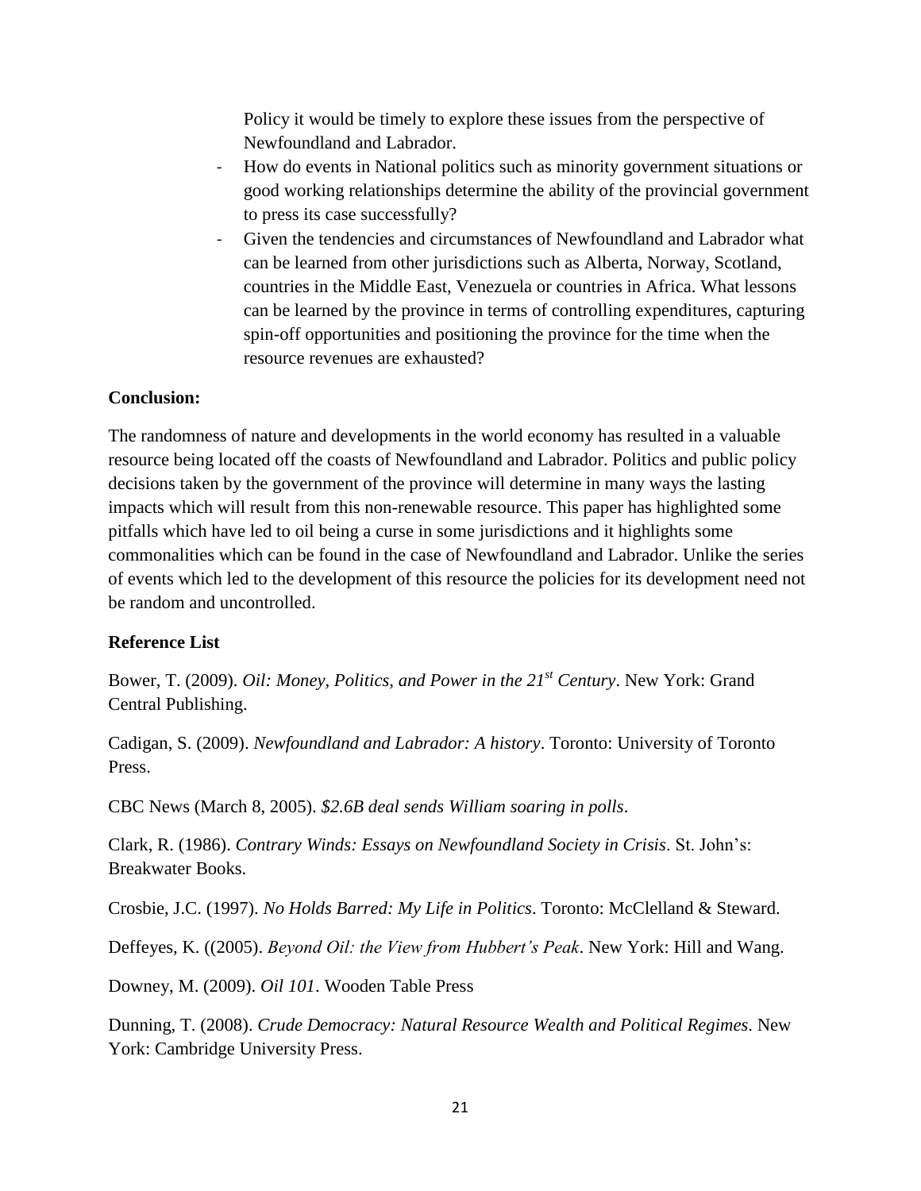Policy it would be timely to explore these issues from the perspective of Newfoundland and Labrador.

- How do events in National politics such as minority government situations or good working relationships determine the ability of the provincial government to press its case successfully?
- Given the tendencies and circumstances of Newfoundland and Labrador what can be learned from other jurisdictions such as Alberta, Norway, Scotland, countries in the Middle East, Venezuela or countries in Africa. What lessons can be learned by the province in terms of controlling expenditures, capturing spin-off opportunities and positioning the province for the time when the resource revenues are exhausted?

**Conclusion:**

The randomness of nature and developments in the world economy has resulted in a valuable resource being located off the coasts of Newfoundland and Labrador. Politics and public policy decisions taken by the government of the province will determine in many ways the lasting impacts which will result from this non-renewable resource. This paper has highlighted some pitfalls which have led to oil being a curse in some jurisdictions and it highlights some commonalities which can be found in the case of Newfoundland and Labrador. Unlike the series of events which led to the development of this resource the policies for its development need not be random and uncontrolled.

**Reference List**

Bower, T. (2009). *Oil: Money, Politics, and Power in the 21st Century*. New York: Grand Central Publishing.

Cadigan, S. (2009). *Newfoundland and Labrador: A history*. Toronto: University of Toronto Press.

CBC News (March 8, 2005). *$2.6B deal sends William soaring in polls*.

Clark, R. (1986). *Contrary Winds: Essays on Newfoundland Society in Crisis*. St. John's: Breakwater Books.

Crosbie, J.C. (1997). *No Holds Barred: My Life in Politics*. Toronto: McClelland & Steward.

Deffeyes, K. ((2005). *Beyond Oil: the View from Hubbert's Peak*. New York: Hill and Wang.

Downey, M. (2009). *Oil 101*. Wooden Table Press

Dunning, T. (2008). *Crude Democracy: Natural Resource Wealth and Political Regimes*. New York: Cambridge University Press.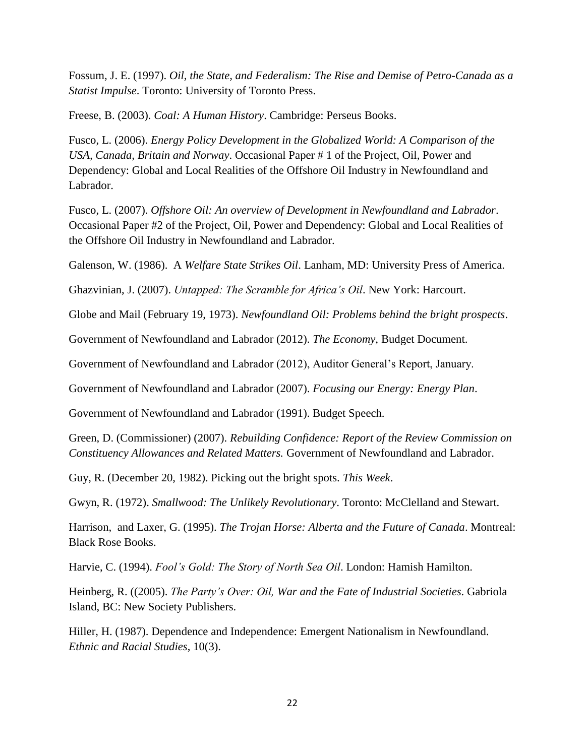Fossum, J. E. (1997). *Oil, the State, and Federalism: The Rise and Demise of Petro-Canada as a Statist Impulse*. Toronto: University of Toronto Press.

Freese, B. (2003). *Coal: A Human History*. Cambridge: Perseus Books.

Fusco, L. (2006). *Energy Policy Development in the Globalized World: A Comparison of the USA, Canada, Britain and Norway*. Occasional Paper # 1 of the Project, Oil, Power and Dependency: Global and Local Realities of the Offshore Oil Industry in Newfoundland and Labrador.

Fusco, L. (2007). *Offshore Oil: An overview of Development in Newfoundland and Labrador*. Occasional Paper #2 of the Project, Oil, Power and Dependency: Global and Local Realities of the Offshore Oil Industry in Newfoundland and Labrador.

Galenson, W. (1986). A *Welfare State Strikes Oil*. Lanham, MD: University Press of America.

Ghazvinian, J. (2007). *Untapped: The Scramble for Africa's Oil*. New York: Harcourt.

Globe and Mail (February 19, 1973). *Newfoundland Oil: Problems behind the bright prospects*.

Government of Newfoundland and Labrador (2012). *The Economy,* Budget Document.

Government of Newfoundland and Labrador (2012), Auditor General's Report, January.

Government of Newfoundland and Labrador (2007). *Focusing our Energy: Energy Plan*.

Government of Newfoundland and Labrador (1991). Budget Speech.

Green, D. (Commissioner) (2007). *Rebuilding Confidence: Report of the Review Commission on Constituency Allowances and Related Matters.* Government of Newfoundland and Labrador.

Guy, R. (December 20, 1982). Picking out the bright spots. *This Week*.

Gwyn, R. (1972). *Smallwood: The Unlikely Revolutionary*. Toronto: McClelland and Stewart.

Harrison, and Laxer, G. (1995). *The Trojan Horse: Alberta and the Future of Canada*. Montreal: Black Rose Books.

Harvie, C. (1994). *Fool's Gold: The Story of North Sea Oil*. London: Hamish Hamilton.

Heinberg, R. ((2005). *The Party's Over: Oil, War and the Fate of Industrial Societies*. Gabriola Island, BC: New Society Publishers.

Hiller, H. (1987). Dependence and Independence: Emergent Nationalism in Newfoundland. *Ethnic and Racial Studies*, 10(3).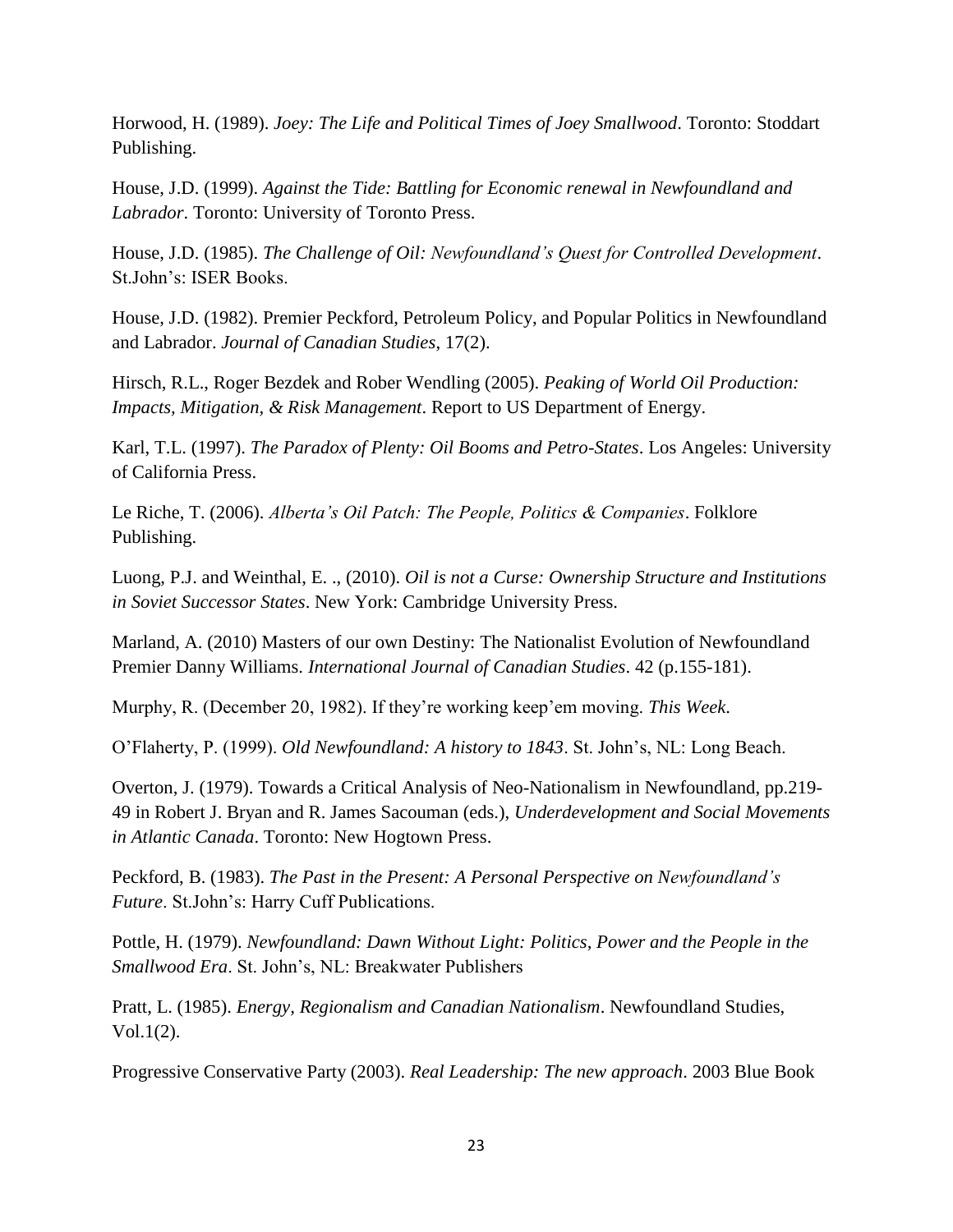Horwood, H. (1989). *Joey: The Life and Political Times of Joey Smallwood*. Toronto: Stoddart Publishing.

House, J.D. (1999). *Against the Tide: Battling for Economic renewal in Newfoundland and Labrador*. Toronto: University of Toronto Press.

House, J.D. (1985). *The Challenge of Oil: Newfoundland's Quest for Controlled Development*. St.John's: ISER Books.

House, J.D. (1982). Premier Peckford, Petroleum Policy, and Popular Politics in Newfoundland and Labrador. *Journal of Canadian Studies*, 17(2).

Hirsch, R.L., Roger Bezdek and Rober Wendling (2005). *Peaking of World Oil Production: Impacts, Mitigation, & Risk Management*. Report to US Department of Energy.

Karl, T.L. (1997). *The Paradox of Plenty: Oil Booms and Petro-States*. Los Angeles: University of California Press.

Le Riche, T. (2006). *Alberta's Oil Patch: The People, Politics & Companies*. Folklore Publishing.

Luong, P.J. and Weinthal, E. ., (2010). *Oil is not a Curse: Ownership Structure and Institutions in Soviet Successor States*. New York: Cambridge University Press.

Marland, A. (2010) Masters of our own Destiny: The Nationalist Evolution of Newfoundland Premier Danny Williams. *International Journal of Canadian Studies*. 42 (p.155-181).

Murphy, R. (December 20, 1982). If they're working keep'em moving. *This Week*.

O'Flaherty, P. (1999). *Old Newfoundland: A history to 1843*. St. John's, NL: Long Beach.

Overton, J. (1979). Towards a Critical Analysis of Neo-Nationalism in Newfoundland, pp.219-49 in Robert J. Bryan and R. James Sacouman (eds.), *Underdevelopment and Social Movements in Atlantic Canada*. Toronto: New Hogtown Press.

Peckford, B. (1983). *The Past in the Present: A Personal Perspective on Newfoundland's Future*. St.John's: Harry Cuff Publications.

Pottle, H. (1979). *Newfoundland: Dawn Without Light: Politics, Power and the People in the Smallwood Era*. St. John's, NL: Breakwater Publishers

Pratt, L. (1985). *Energy, Regionalism and Canadian Nationalism*. Newfoundland Studies, Vol.1(2).

Progressive Conservative Party (2003). *Real Leadership: The new approach*. 2003 Blue Book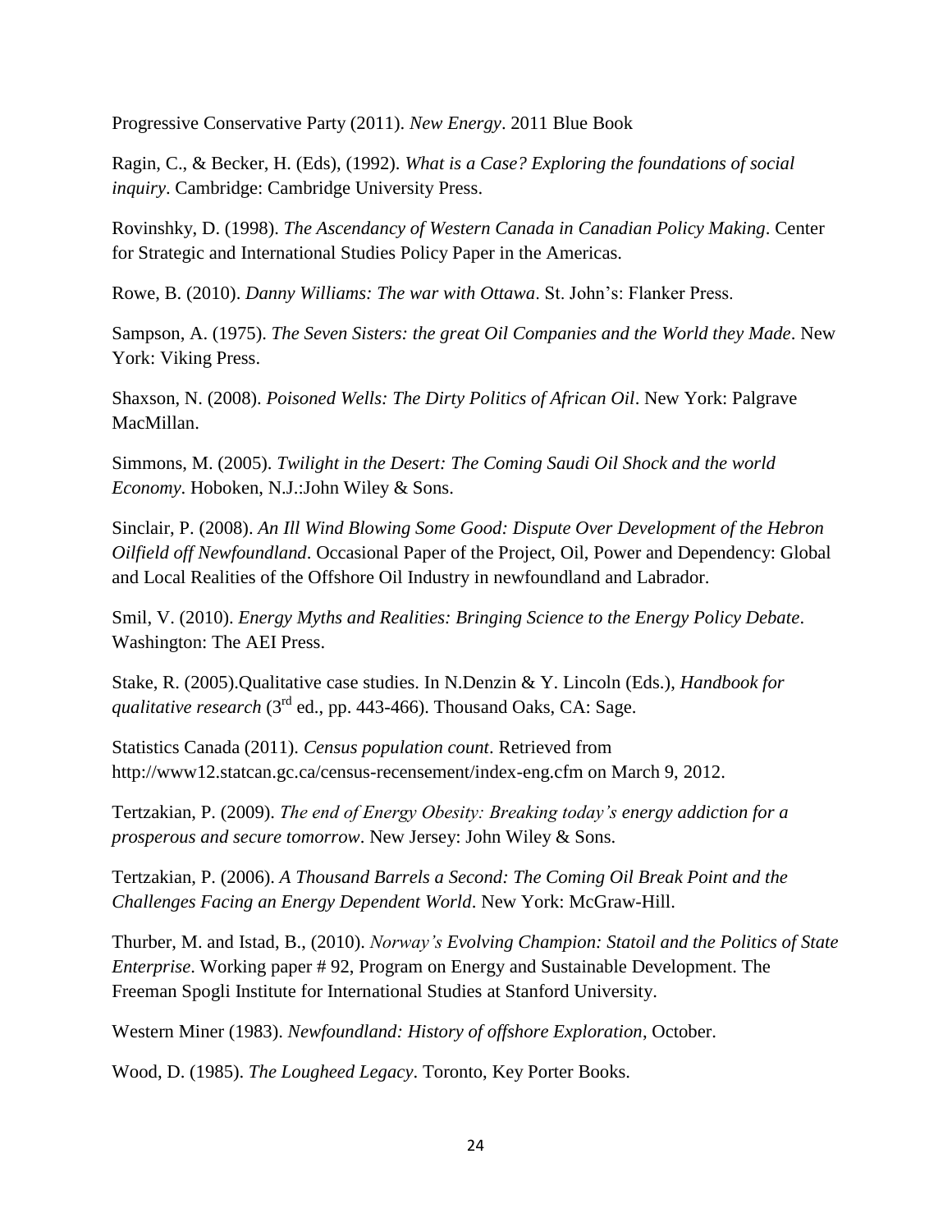Progressive Conservative Party (2011). *New Energy*. 2011 Blue Book

Ragin, C., & Becker, H. (Eds), (1992). *What is a Case? Exploring the foundations of social inquiry*. Cambridge: Cambridge University Press.

Rovinshky, D. (1998). *The Ascendancy of Western Canada in Canadian Policy Making*. Center for Strategic and International Studies Policy Paper in the Americas.

Rowe, B. (2010). *Danny Williams: The war with Ottawa*. St. John's: Flanker Press.

Sampson, A. (1975). *The Seven Sisters: the great Oil Companies and the World they Made*. New York: Viking Press.

Shaxson, N. (2008). *Poisoned Wells: The Dirty Politics of African Oil*. New York: Palgrave MacMillan.

Simmons, M. (2005). *Twilight in the Desert: The Coming Saudi Oil Shock and the world Economy*. Hoboken, N.J.:John Wiley & Sons.

Sinclair, P. (2008). *An Ill Wind Blowing Some Good: Dispute Over Development of the Hebron Oilfield off Newfoundland*. Occasional Paper of the Project, Oil, Power and Dependency: Global and Local Realities of the Offshore Oil Industry in newfoundland and Labrador.

Smil, V. (2010). *Energy Myths and Realities: Bringing Science to the Energy Policy Debate*. Washington: The AEI Press.

Stake, R. (2005).Qualitative case studies. In N.Denzin & Y. Lincoln (Eds.), *Handbook for qualitative research* (3rd ed., pp. 443-466). Thousand Oaks, CA: Sage.

Statistics Canada (2011). *Census population count*. Retrieved from http://www12.statcan.gc.ca/census-recensement/index-eng.cfm on March 9, 2012.

Tertzakian, P. (2009). *The end of Energy Obesity: Breaking today's energy addiction for a prosperous and secure tomorrow*. New Jersey: John Wiley & Sons.

Tertzakian, P. (2006). *A Thousand Barrels a Second: The Coming Oil Break Point and the Challenges Facing an Energy Dependent World*. New York: McGraw-Hill.

Thurber, M. and Istad, B., (2010). *Norway's Evolving Champion: Statoil and the Politics of State Enterprise*. Working paper # 92, Program on Energy and Sustainable Development. The Freeman Spogli Institute for International Studies at Stanford University.

Western Miner (1983). *Newfoundland: History of offshore Exploration*, October.

Wood, D. (1985). *The Lougheed Legacy*. Toronto, Key Porter Books.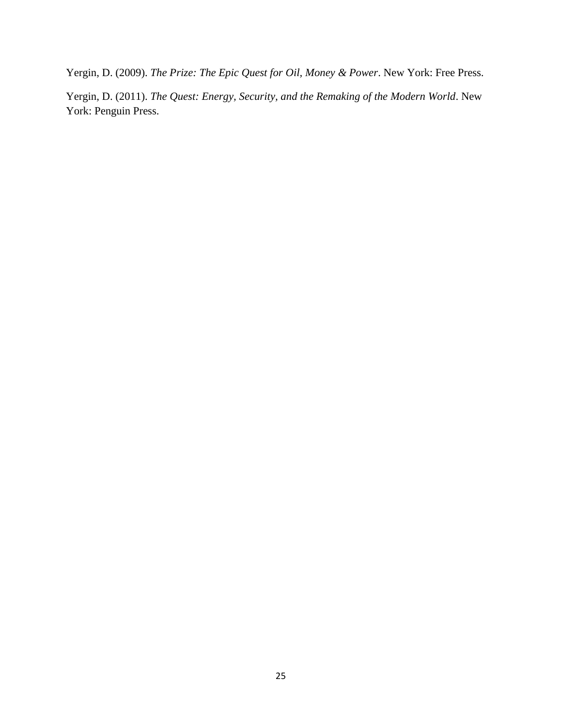Yergin, D. (2009). *The Prize: The Epic Quest for Oil, Money & Power*. New York: Free Press.

Yergin, D. (2011). *The Quest: Energy, Security, and the Remaking of the Modern World*. New York: Penguin Press.